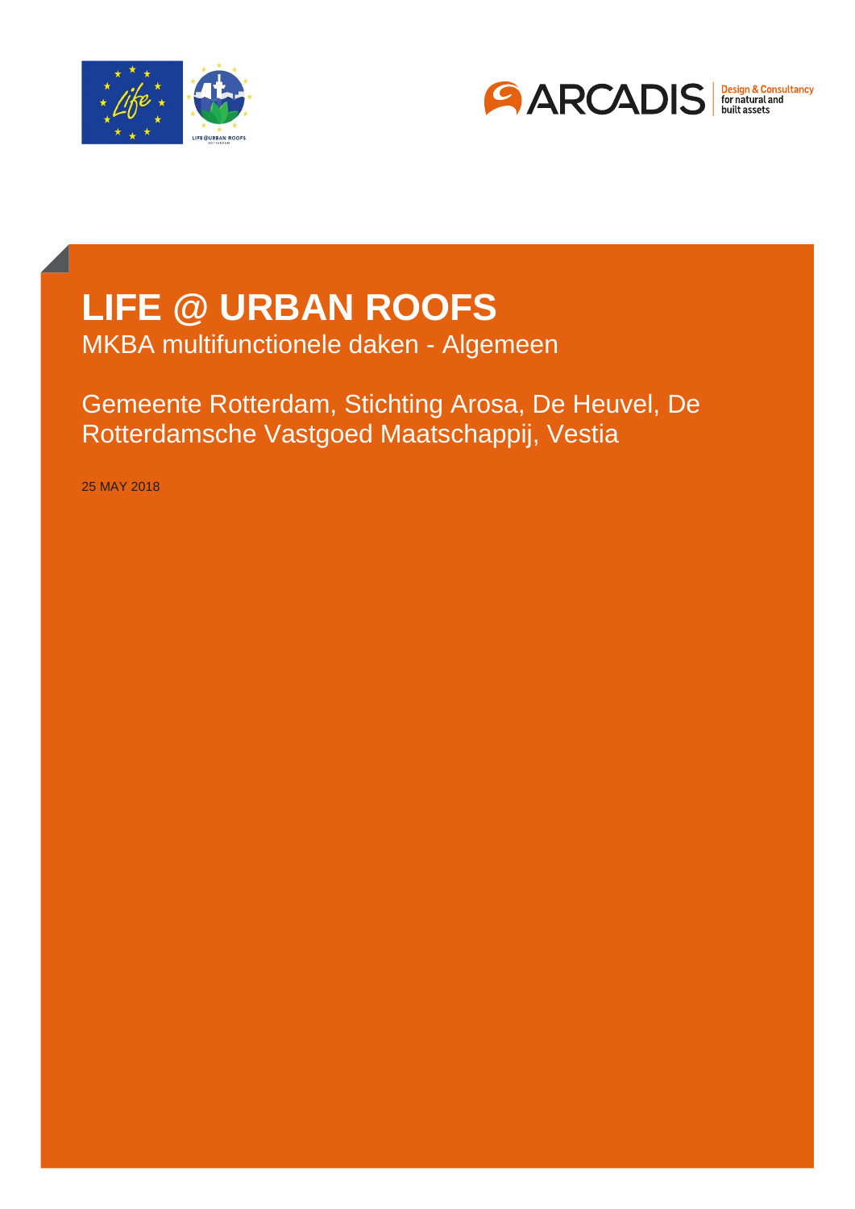# LIFE @ URBAN ROOFS

MKBA multifunctionele daken - Algemeen

Gemeente Rotterdam, Stichting Arosa, De Heuvel, De Rotterdamsche Vastgoed Maatschappij, Vestia

25 MAY 2018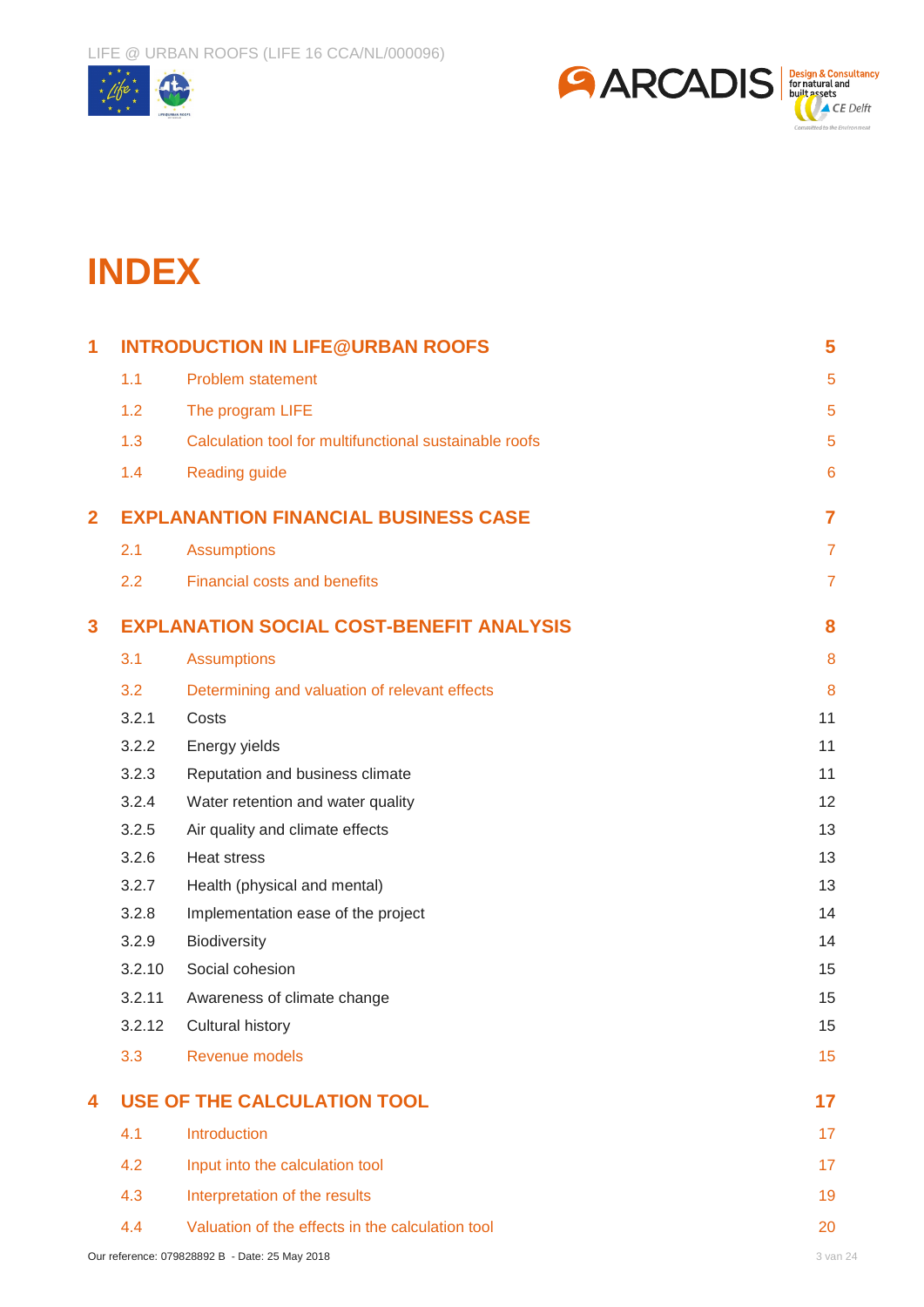# INDEX

| | | |
|---|---|---|
| **1** | **INTRODUCTION IN LIFE@URBAN ROOFS** | **5** |
| 1.1 | Problem statement | 5 |
| 1.2 | The program LIFE | 5 |
| 1.3 | Calculation tool for multifunctional sustainable roofs | 5 |
| 1.4 | Reading guide | 6 |
| **2** | **EXPLANANTION FINANCIAL BUSINESS CASE** | **7** |
| 2.1 | Assumptions | 7 |
| 2.2 | Financial costs and benefits | 7 |
| **3** | **EXPLANATION SOCIAL COST-BENEFIT ANALYSIS** | **8** |
| 3.1 | Assumptions | 8 |
| 3.2 | Determining and valuation of relevant effects | 8 |
| 3.2.1 | Costs | 11 |
| 3.2.2 | Energy yields | 11 |
| 3.2.3 | Reputation and business climate | 11 |
| 3.2.4 | Water retention and water quality | 12 |
| 3.2.5 | Air quality and climate effects | 13 |
| 3.2.6 | Heat stress | 13 |
| 3.2.7 | Health (physical and mental) | 13 |
| 3.2.8 | Implementation ease of the project | 14 |
| 3.2.9 | Biodiversity | 14 |
| 3.2.10 | Social cohesion | 15 |
| 3.2.11 | Awareness of climate change | 15 |
| 3.2.12 | Cultural history | 15 |
| 3.3 | Revenue models | 15 |
| **4** | **USE OF THE CALCULATION TOOL** | **17** |
| 4.1 | Introduction | 17 |
| 4.2 | Input into the calculation tool | 17 |
| 4.3 | Interpretation of the results | 19 |
| 4.4 | Valuation of the effects in the calculation tool | 20 |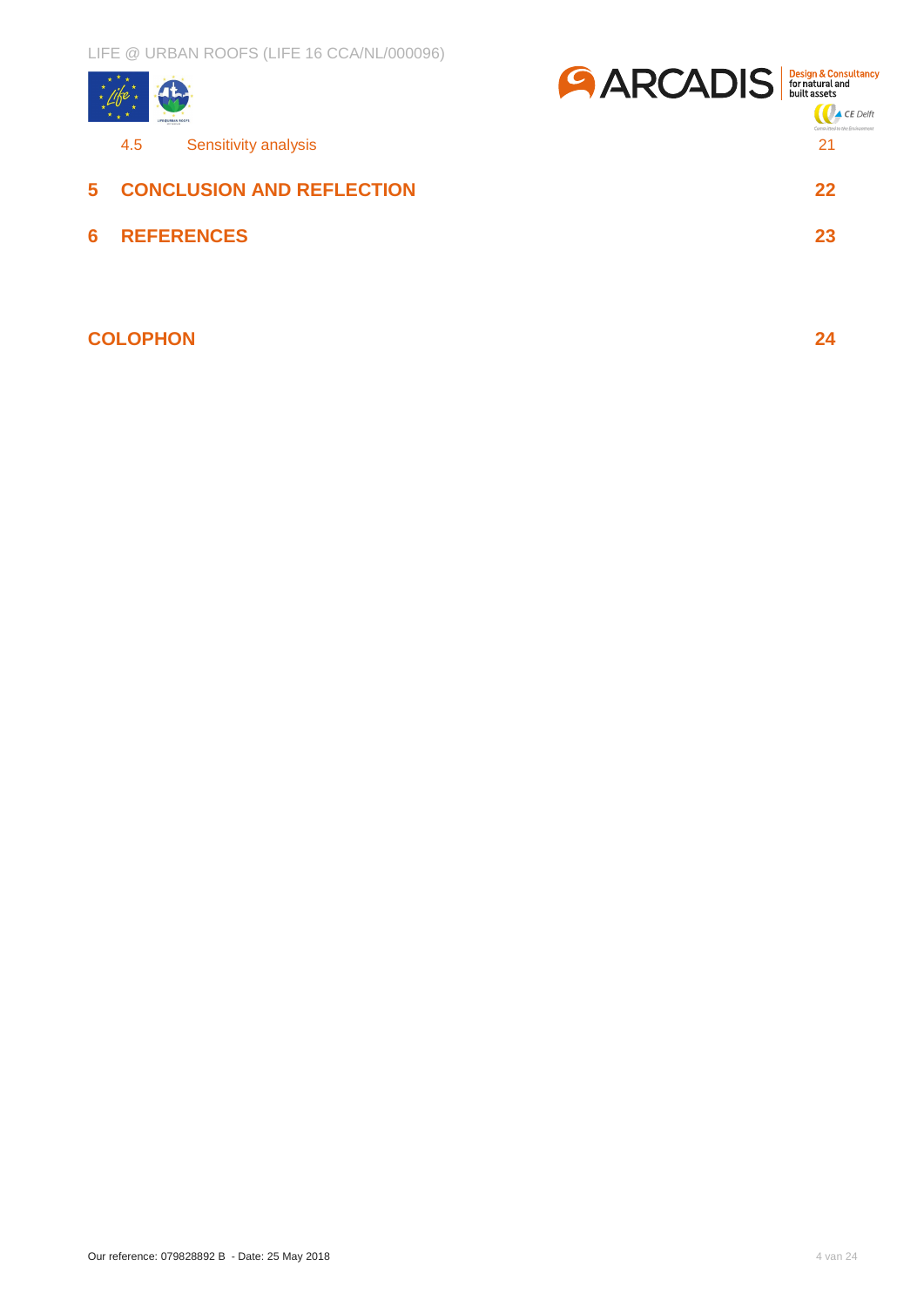4.5 Sensitivity analysis 21

**5 CONCLUSION AND REFLECTION** **22**

**6 REFERENCES** **23**

**COLOPHON** **24**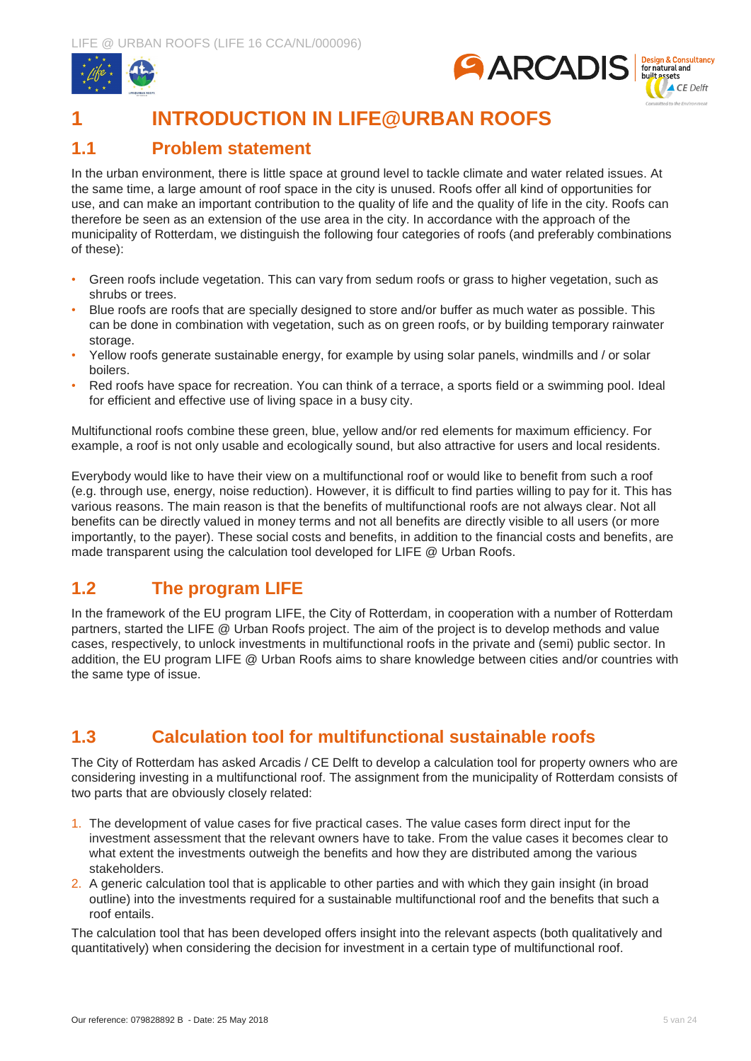# 1 INTRODUCTION IN LIFE@URBAN ROOFS

## 1.1 Problem statement

In the urban environment, there is little space at ground level to tackle climate and water related issues. At the same time, a large amount of roof space in the city is unused. Roofs offer all kind of opportunities for use, and can make an important contribution to the quality of life and the quality of life in the city. Roofs can therefore be seen as an extension of the use area in the city. In accordance with the approach of the municipality of Rotterdam, we distinguish the following four categories of roofs (and preferably combinations of these):

- Green roofs include vegetation. This can vary from sedum roofs or grass to higher vegetation, such as shrubs or trees.
- Blue roofs are roofs that are specially designed to store and/or buffer as much water as possible. This can be done in combination with vegetation, such as on green roofs, or by building temporary rainwater storage.
- Yellow roofs generate sustainable energy, for example by using solar panels, windmills and / or solar boilers.
- Red roofs have space for recreation. You can think of a terrace, a sports field or a swimming pool. Ideal for efficient and effective use of living space in a busy city.

Multifunctional roofs combine these green, blue, yellow and/or red elements for maximum efficiency. For example, a roof is not only usable and ecologically sound, but also attractive for users and local residents.

Everybody would like to have their view on a multifunctional roof or would like to benefit from such a roof (e.g. through use, energy, noise reduction). However, it is difficult to find parties willing to pay for it. This has various reasons. The main reason is that the benefits of multifunctional roofs are not always clear. Not all benefits can be directly valued in money terms and not all benefits are directly visible to all users (or more importantly, to the payer). These social costs and benefits, in addition to the financial costs and benefits, are made transparent using the calculation tool developed for LIFE @ Urban Roofs.

## 1.2 The program LIFE

In the framework of the EU program LIFE, the City of Rotterdam, in cooperation with a number of Rotterdam partners, started the LIFE @ Urban Roofs project. The aim of the project is to develop methods and value cases, respectively, to unlock investments in multifunctional roofs in the private and (semi) public sector. In addition, the EU program LIFE @ Urban Roofs aims to share knowledge between cities and/or countries with the same type of issue.

## 1.3 Calculation tool for multifunctional sustainable roofs

The City of Rotterdam has asked Arcadis / CE Delft to develop a calculation tool for property owners who are considering investing in a multifunctional roof. The assignment from the municipality of Rotterdam consists of two parts that are obviously closely related:

1. The development of value cases for five practical cases. The value cases form direct input for the investment assessment that the relevant owners have to take. From the value cases it becomes clear to what extent the investments outweigh the benefits and how they are distributed among the various stakeholders.
2. A generic calculation tool that is applicable to other parties and with which they gain insight (in broad outline) into the investments required for a sustainable multifunctional roof and the benefits that such a roof entails.

The calculation tool that has been developed offers insight into the relevant aspects (both qualitatively and quantitatively) when considering the decision for investment in a certain type of multifunctional roof.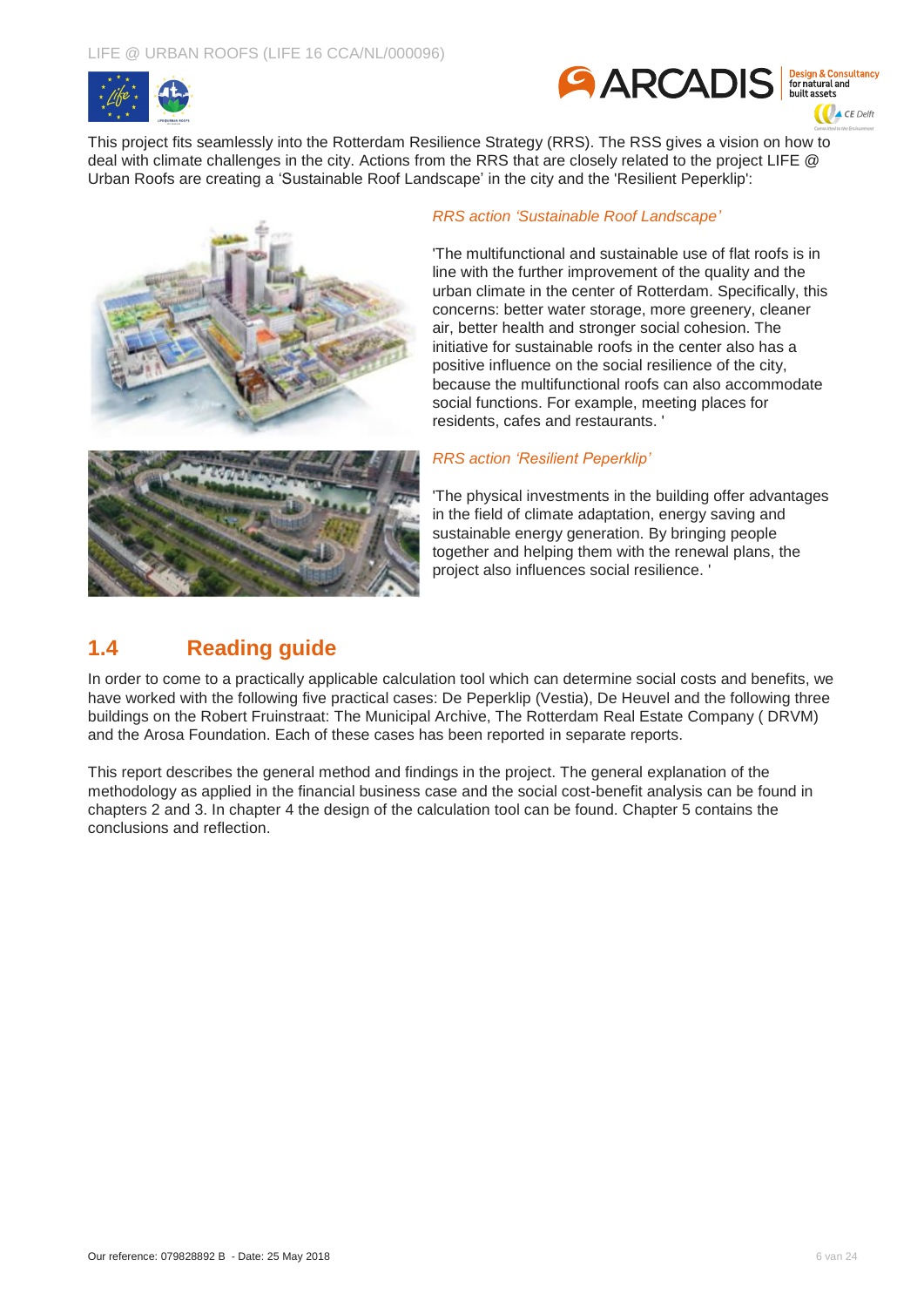This project fits seamlessly into the Rotterdam Resilience Strategy (RRS). The RSS gives a vision on how to deal with climate challenges in the city. Actions from the RRS that are closely related to the project LIFE @ Urban Roofs are creating a 'Sustainable Roof Landscape' in the city and the 'Resilient Peperklip':

*RRS action 'Sustainable Roof Landscape'*

'The multifunctional and sustainable use of flat roofs is in line with the further improvement of the quality and the urban climate in the center of Rotterdam. Specifically, this concerns: better water storage, more greenery, cleaner air, better health and stronger social cohesion. The initiative for sustainable roofs in the center also has a positive influence on the social resilience of the city, because the multifunctional roofs can also accommodate social functions. For example, meeting places for residents, cafes and restaurants. '

*RRS action 'Resilient Peperklip'*

'The physical investments in the building offer advantages in the field of climate adaptation, energy saving and sustainable energy generation. By bringing people together and helping them with the renewal plans, the project also influences social resilience. '

## 1.4 Reading guide

In order to come to a practically applicable calculation tool which can determine social costs and benefits, we have worked with the following five practical cases: De Peperklip (Vestia), De Heuvel and the following three buildings on the Robert Fruinstraat: The Municipal Archive, The Rotterdam Real Estate Company ( DRVM) and the Arosa Foundation. Each of these cases has been reported in separate reports.

This report describes the general method and findings in the project. The general explanation of the methodology as applied in the financial business case and the social cost-benefit analysis can be found in chapters 2 and 3. In chapter 4 the design of the calculation tool can be found. Chapter 5 contains the conclusions and reflection.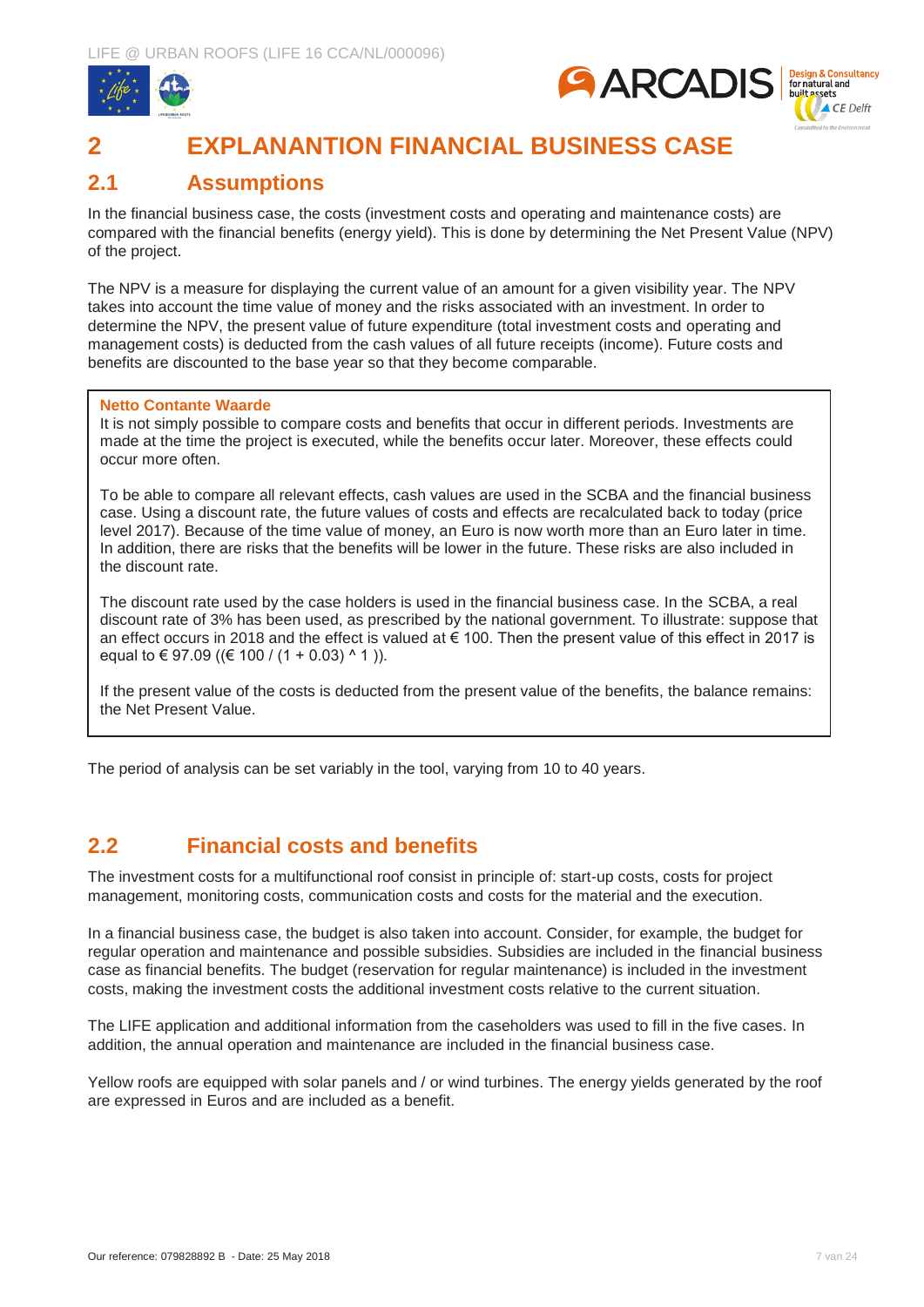# 2 EXPLANANTION FINANCIAL BUSINESS CASE

## 2.1 Assumptions

In the financial business case, the costs (investment costs and operating and maintenance costs) are compared with the financial benefits (energy yield). This is done by determining the Net Present Value (NPV) of the project.

The NPV is a measure for displaying the current value of an amount for a given visibility year. The NPV takes into account the time value of money and the risks associated with an investment. In order to determine the NPV, the present value of future expenditure (total investment costs and operating and management costs) is deducted from the cash values of all future receipts (income). Future costs and benefits are discounted to the base year so that they become comparable.

**Netto Contante Waarde**

It is not simply possible to compare costs and benefits that occur in different periods. Investments are made at the time the project is executed, while the benefits occur later. Moreover, these effects could occur more often.

To be able to compare all relevant effects, cash values are used in the SCBA and the financial business case. Using a discount rate, the future values of costs and effects are recalculated back to today (price level 2017). Because of the time value of money, an Euro is now worth more than an Euro later in time. In addition, there are risks that the benefits will be lower in the future. These risks are also included in the discount rate.

The discount rate used by the case holders is used in the financial business case. In the SCBA, a real discount rate of 3% has been used, as prescribed by the national government. To illustrate: suppose that an effect occurs in 2018 and the effect is valued at € 100. Then the present value of this effect in 2017 is equal to € 97.09 ((€ 100 / (1 + 0.03) ^ 1 )).

If the present value of the costs is deducted from the present value of the benefits, the balance remains: the Net Present Value.

The period of analysis can be set variably in the tool, varying from 10 to 40 years.

## 2.2 Financial costs and benefits

The investment costs for a multifunctional roof consist in principle of: start-up costs, costs for project management, monitoring costs, communication costs and costs for the material and the execution.

In a financial business case, the budget is also taken into account. Consider, for example, the budget for regular operation and maintenance and possible subsidies. Subsidies are included in the financial business case as financial benefits. The budget (reservation for regular maintenance) is included in the investment costs, making the investment costs the additional investment costs relative to the current situation.

The LIFE application and additional information from the caseholders was used to fill in the five cases. In addition, the annual operation and maintenance are included in the financial business case.

Yellow roofs are equipped with solar panels and / or wind turbines. The energy yields generated by the roof are expressed in Euros and are included as a benefit.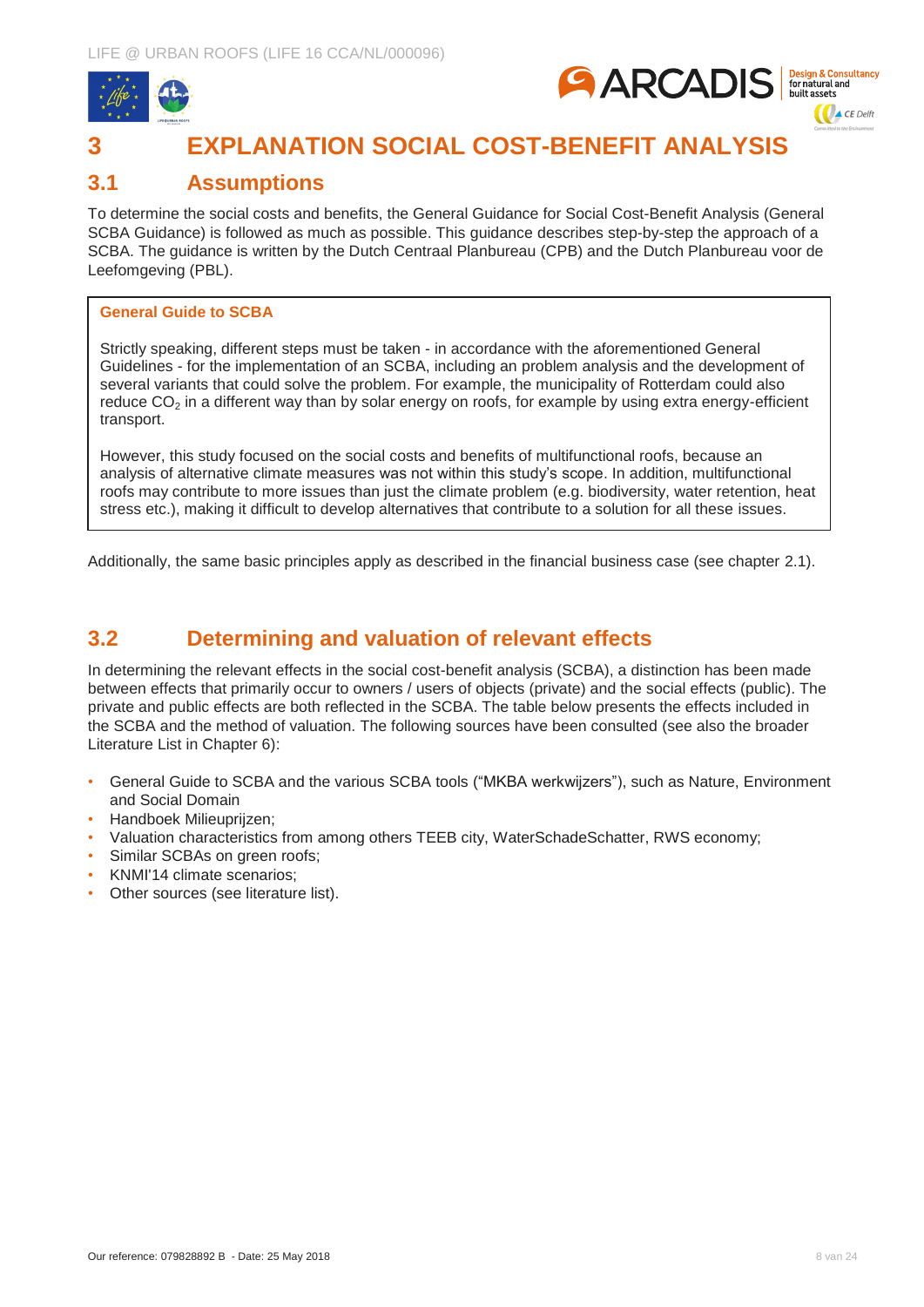# 3 EXPLANATION SOCIAL COST-BENEFIT ANALYSIS

## 3.1 Assumptions

To determine the social costs and benefits, the General Guidance for Social Cost-Benefit Analysis (General SCBA Guidance) is followed as much as possible. This guidance describes step-by-step the approach of a SCBA. The guidance is written by the Dutch Centraal Planbureau (CPB) and the Dutch Planbureau voor de Leefomgeving (PBL).

> **General Guide to SCBA**
>
> Strictly speaking, different steps must be taken - in accordance with the aforementioned General Guidelines - for the implementation of an SCBA, including an problem analysis and the development of several variants that could solve the problem. For example, the municipality of Rotterdam could also reduce $CO_2$ in a different way than by solar energy on roofs, for example by using extra energy-efficient transport.
>
> However, this study focused on the social costs and benefits of multifunctional roofs, because an analysis of alternative climate measures was not within this study's scope. In addition, multifunctional roofs may contribute to more issues than just the climate problem (e.g. biodiversity, water retention, heat stress etc.), making it difficult to develop alternatives that contribute to a solution for all these issues.

Additionally, the same basic principles apply as described in the financial business case (see chapter 2.1).

## 3.2 Determining and valuation of relevant effects

In determining the relevant effects in the social cost-benefit analysis (SCBA), a distinction has been made between effects that primarily occur to owners / users of objects (private) and the social effects (public). The private and public effects are both reflected in the SCBA. The table below presents the effects included in the SCBA and the method of valuation. The following sources have been consulted (see also the broader Literature List in Chapter 6):

- General Guide to SCBA and the various SCBA tools ("MKBA werkwijzers"), such as Nature, Environment and Social Domain
- Handboek Milieuprijzen;
- Valuation characteristics from among others TEEB city, WaterSchadeSchatter, RWS economy;
- Similar SCBAs on green roofs;
- KNMI'14 climate scenarios;
- Other sources (see literature list).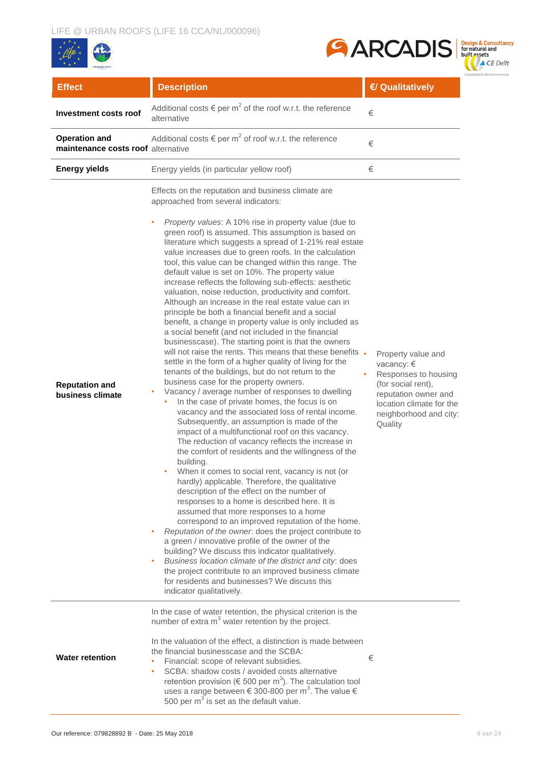| Effect | Description | €/ Qualitatively |
|---|---|---|
| **Investment costs roof** | Additional costs € per m$^2$ of the roof w.r.t. the reference alternative | € |
| **Operation and maintenance costs roof** | Additional costs € per m$^2$ of roof w.r.t. the reference alternative | € |
| **Energy yields** | Energy yields (in particular yellow roof) | € |
| **Reputation and business climate** | Effects on the reputation and business climate are approached from several indicators:<br><br>• *Property values*: A 10% rise in property value (due to green roof) is assumed. This assumption is based on literature which suggests a spread of 1-21% real estate value increases due to green roofs. In the calculation tool, this value can be changed within this range. The default value is set on 10%. The property value increase reflects the following sub-effects: aesthetic valuation, noise reduction, productivity and comfort. Although an increase in the real estate value can in principle be both a financial benefit and a social benefit, a change in property value is only included as a social benefit (and not included in the financial businesscase). The starting point is that the owners will not raise the rents. This means that these benefits settle in the form of a higher quality of living for the tenants of the buildings, but do not return to the business case for the property owners.<br>• Vacancy / average number of responses to dwelling<br>  • In the case of private homes, the focus is on vacancy and the associated loss of rental income. Subsequently, an assumption is made of the impact of a multifunctional roof on this vacancy. The reduction of vacancy reflects the increase in the comfort of residents and the willingness of the building.<br>  • When it comes to social rent, vacancy is not (or hardly) applicable. Therefore, the qualitative description of the effect on the number of responses to a home is described here. It is assumed that more responses to a home correspond to an improved reputation of the home.<br>• *Reputation of the owner*: does the project contribute to a green / innovative profile of the owner of the building? We discuss this indicator qualitatively.<br>• *Business location climate of the district and city*: does the project contribute to an improved business climate for residents and businesses? We discuss this indicator qualitatively. | • Property value and vacancy: €<br>• Responses to housing (for social rent), reputation owner and location climate for the neighborhood and city: Quality |
| **Water retention** | In the case of water retention, the physical criterion is the number of extra m$^3$ water retention by the project.<br><br>In the valuation of the effect, a distinction is made between the financial businesscase and the SCBA:<br>• Financial: scope of relevant subsidies.<br>• SCBA: shadow costs / avoided costs alternative retention provision (€ 500 per m$^3$). The calculation tool uses a range between € 300-800 per m$^3$. The value € 500 per m$^3$ is set as the default value. | € |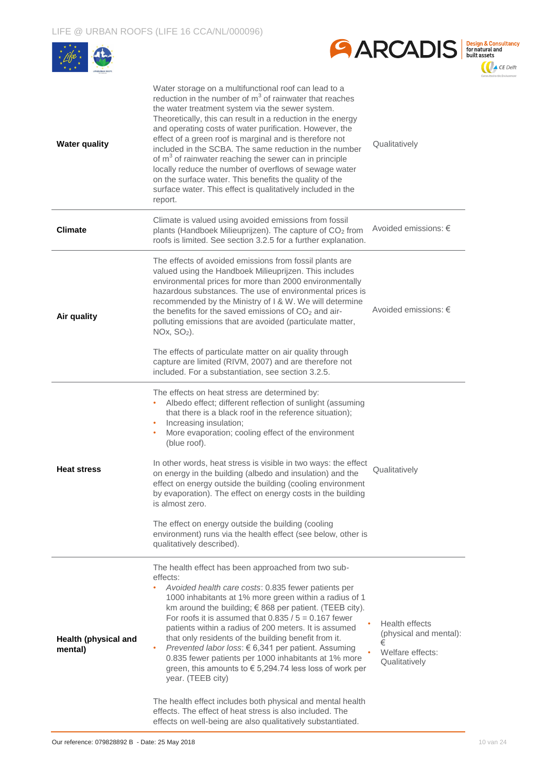| | | |
|---|---|---|
| **Water quality** | Water storage on a multifunctional roof can lead to a reduction in the number of $m^3$ of rainwater that reaches the water treatment system via the sewer system. Theoretically, this can result in a reduction in the energy and operating costs of water purification. However, the effect of a green roof is marginal and is therefore not included in the SCBA. The same reduction in the number of $m^3$ of rainwater reaching the sewer can in principle locally reduce the number of overflows of sewage water on the surface water. This benefits the quality of the surface water. This effect is qualitatively included in the report. | Qualitatively |
| **Climate** | Climate is valued using avoided emissions from fossil plants (Handboek Milieuprijzen). The capture of $CO_2$ from roofs is limited. See section 3.2.5 for a further explanation. | Avoided emissions: € |
| **Air quality** | The effects of avoided emissions from fossil plants are valued using the Handboek Milieuprijzen. This includes environmental prices for more than 2000 environmentally hazardous substances. The use of environmental prices is recommended by the Ministry of I & W. We will determine the benefits for the saved emissions of $CO_2$ and air-polluting emissions that are avoided (particulate matter, NOx, $SO_2$).<br><br>The effects of particulate matter on air quality through capture are limited (RIVM, 2007) and are therefore not included. For a substantiation, see section 3.2.5. | Avoided emissions: € |
| **Heat stress** | The effects on heat stress are determined by:<br>• Albedo effect; different reflection of sunlight (assuming that there is a black roof in the reference situation);<br>• Increasing insulation;<br>• More evaporation; cooling effect of the environment (blue roof).<br><br>In other words, heat stress is visible in two ways: the effect on energy in the building (albedo and insulation) and the effect on energy outside the building (cooling environment by evaporation). The effect on energy costs in the building is almost zero.<br><br>The effect on energy outside the building (cooling environment) runs via the health effect (see below, other is qualitatively described). | Qualitatively |
| **Health (physical and mental)** | The health effect has been approached from two sub-effects:<br>• *Avoided health care costs*: 0.835 fewer patients per 1000 inhabitants at 1% more green within a radius of 1 km around the building; € 868 per patient. (TEEB city). For roofs it is assumed that 0.835 / 5 = 0.167 fewer patients within a radius of 200 meters. It is assumed that only residents of the building benefit from it.<br>• *Prevented labor loss*: € 6,341 per patient. Assuming 0.835 fewer patients per 1000 inhabitants at 1% more green, this amounts to € 5,294.74 less loss of work per year. (TEEB city)<br><br>The health effect includes both physical and mental health effects. The effect of heat stress is also included. The effects on well-being are also qualitatively substantiated. | • Health effects (physical and mental): €<br>• Welfare effects: Qualitatively |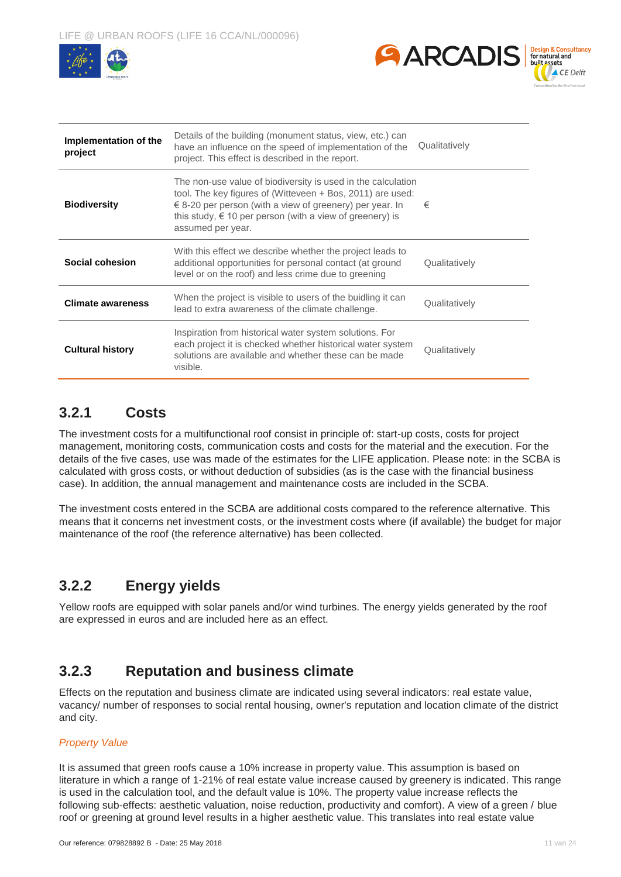| | | |
|---|---|---|
| **Implementation of the project** | Details of the building (monument status, view, etc.) can have an influence on the speed of implementation of the project. This effect is described in the report. | Qualitatively |
| **Biodiversity** | The non-use value of biodiversity is used in the calculation tool. The key figures of (Witteveen + Bos, 2011) are used: € 8-20 per person (with a view of greenery) per year. In this study, € 10 per person (with a view of greenery) is assumed per year. | € |
| **Social cohesion** | With this effect we describe whether the project leads to additional opportunities for personal contact (at ground level or on the roof) and less crime due to greening | Qualitatively |
| **Climate awareness** | When the project is visible to users of the buidling it can lead to extra awareness of the climate challenge. | Qualitatively |
| **Cultural history** | Inspiration from historical water system solutions. For each project it is checked whether historical water system solutions are available and whether these can be made visible. | Qualitatively |

### 3.2.1 Costs

The investment costs for a multifunctional roof consist in principle of: start-up costs, costs for project management, monitoring costs, communication costs and costs for the material and the execution. For the details of the five cases, use was made of the estimates for the LIFE application. Please note: in the SCBA is calculated with gross costs, or without deduction of subsidies (as is the case with the financial business case). In addition, the annual management and maintenance costs are included in the SCBA.

The investment costs entered in the SCBA are additional costs compared to the reference alternative. This means that it concerns net investment costs, or the investment costs where (if available) the budget for major maintenance of the roof (the reference alternative) has been collected.

### 3.2.2 Energy yields

Yellow roofs are equipped with solar panels and/or wind turbines. The energy yields generated by the roof are expressed in euros and are included here as an effect.

### 3.2.3 Reputation and business climate

Effects on the reputation and business climate are indicated using several indicators: real estate value, vacancy/ number of responses to social rental housing, owner's reputation and location climate of the district and city.

*Property Value*

It is assumed that green roofs cause a 10% increase in property value. This assumption is based on literature in which a range of 1-21% of real estate value increase caused by greenery is indicated. This range is used in the calculation tool, and the default value is 10%. The property value increase reflects the following sub-effects: aesthetic valuation, noise reduction, productivity and comfort). A view of a green / blue roof or greening at ground level results in a higher aesthetic value. This translates into real estate value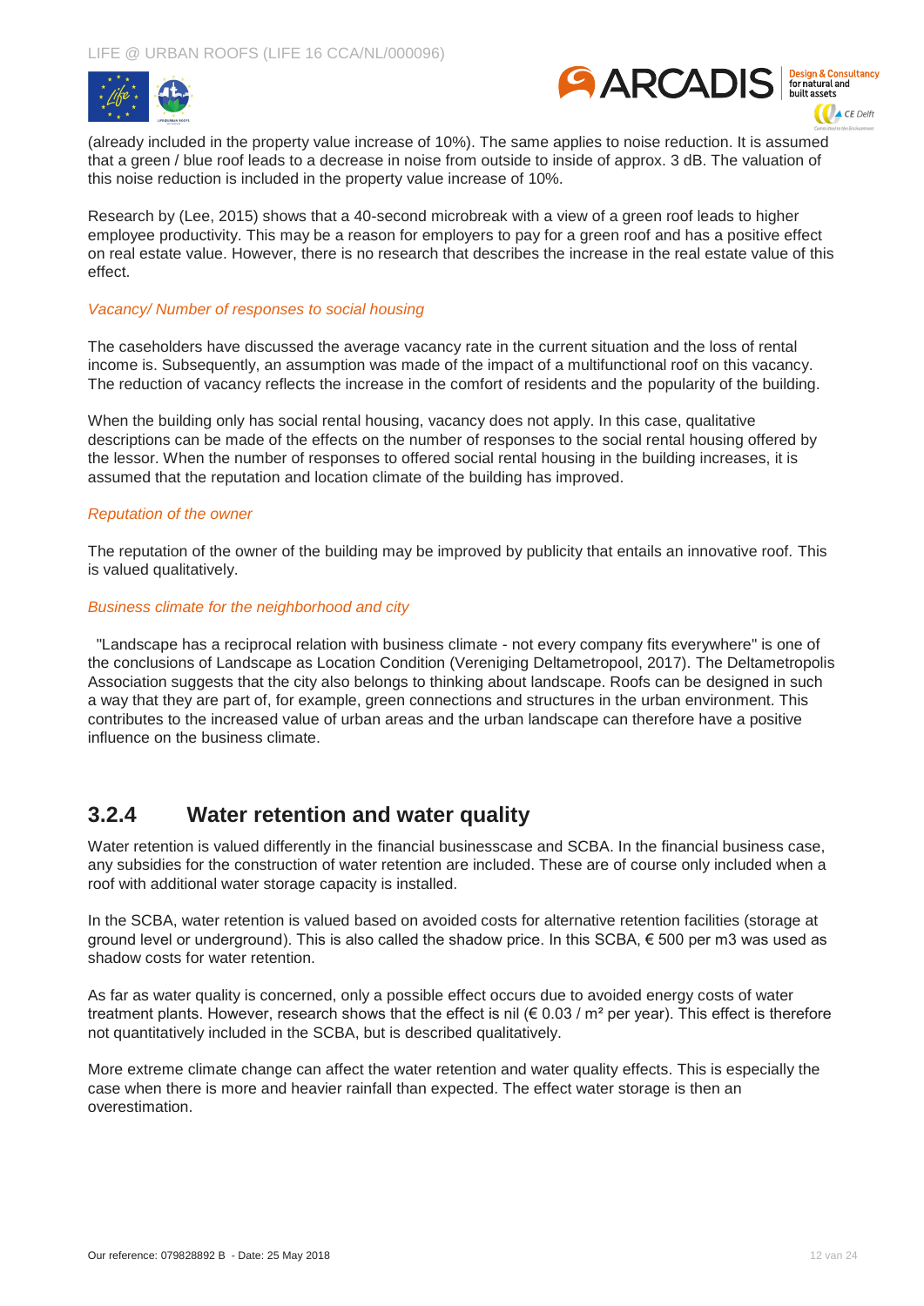(already included in the property value increase of 10%). The same applies to noise reduction. It is assumed that a green / blue roof leads to a decrease in noise from outside to inside of approx. 3 dB. The valuation of this noise reduction is included in the property value increase of 10%.

Research by (Lee, 2015) shows that a 40-second microbreak with a view of a green roof leads to higher employee productivity. This may be a reason for employers to pay for a green roof and has a positive effect on real estate value. However, there is no research that describes the increase in the real estate value of this effect.

*Vacancy/ Number of responses to social housing*

The caseholders have discussed the average vacancy rate in the current situation and the loss of rental income is. Subsequently, an assumption was made of the impact of a multifunctional roof on this vacancy. The reduction of vacancy reflects the increase in the comfort of residents and the popularity of the building.

When the building only has social rental housing, vacancy does not apply. In this case, qualitative descriptions can be made of the effects on the number of responses to the social rental housing offered by the lessor. When the number of responses to offered social rental housing in the building increases, it is assumed that the reputation and location climate of the building has improved.

*Reputation of the owner*

The reputation of the owner of the building may be improved by publicity that entails an innovative roof. This is valued qualitatively.

*Business climate for the neighborhood and city*

"Landscape has a reciprocal relation with business climate - not every company fits everywhere" is one of the conclusions of Landscape as Location Condition (Vereniging Deltametropool, 2017). The Deltametropolis Association suggests that the city also belongs to thinking about landscape. Roofs can be designed in such a way that they are part of, for example, green connections and structures in the urban environment. This contributes to the increased value of urban areas and the urban landscape can therefore have a positive influence on the business climate.

### 3.2.4 Water retention and water quality

Water retention is valued differently in the financial businesscase and SCBA. In the financial business case, any subsidies for the construction of water retention are included. These are of course only included when a roof with additional water storage capacity is installed.

In the SCBA, water retention is valued based on avoided costs for alternative retention facilities (storage at ground level or underground). This is also called the shadow price. In this SCBA, € 500 per m3 was used as shadow costs for water retention.

As far as water quality is concerned, only a possible effect occurs due to avoided energy costs of water treatment plants. However, research shows that the effect is nil (€ 0.03 / m² per year). This effect is therefore not quantitatively included in the SCBA, but is described qualitatively.

More extreme climate change can affect the water retention and water quality effects. This is especially the case when there is more and heavier rainfall than expected. The effect water storage is then an overestimation.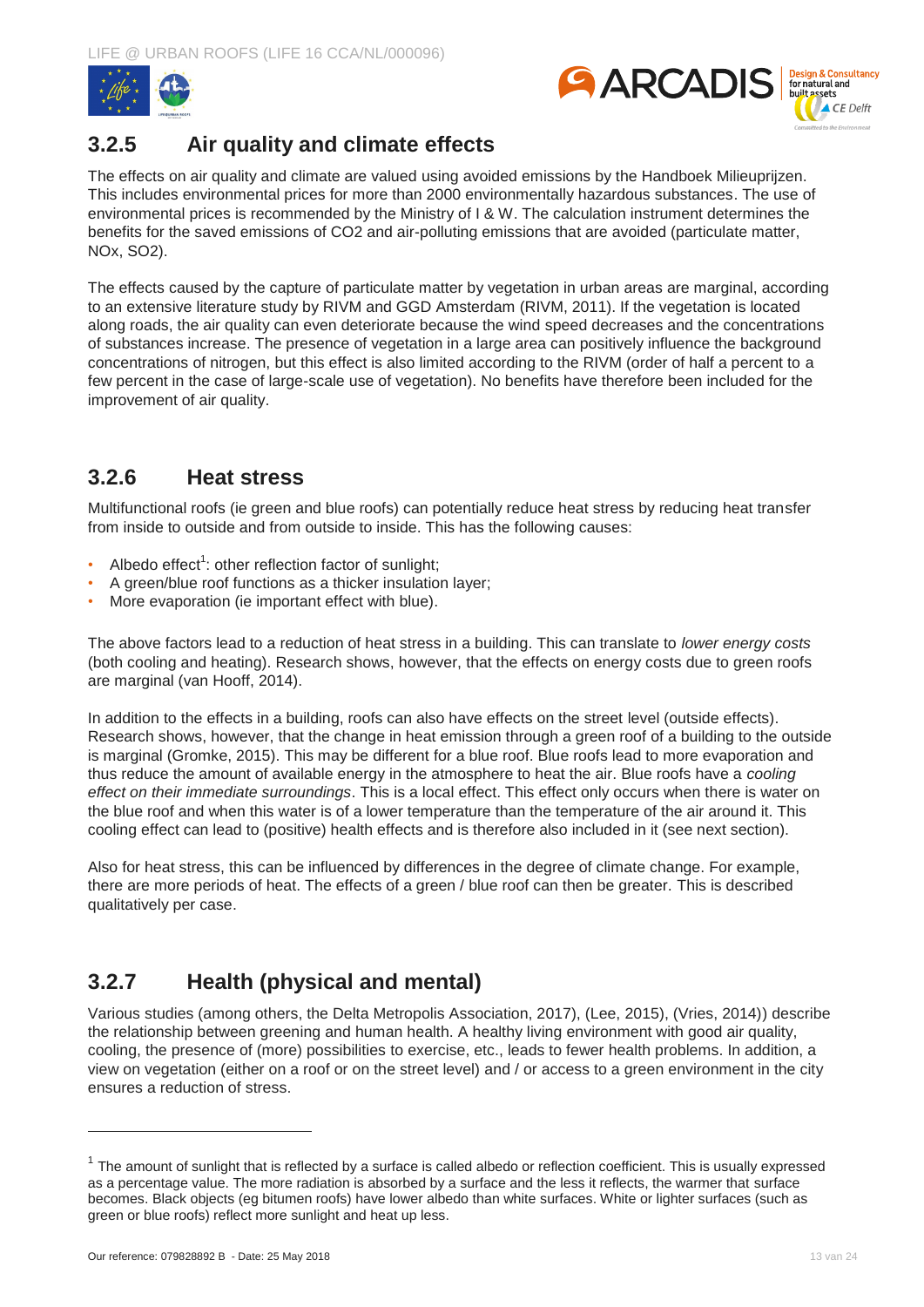### 3.2.5 Air quality and climate effects

The effects on air quality and climate are valued using avoided emissions by the Handboek Milieuprijzen. This includes environmental prices for more than 2000 environmentally hazardous substances. The use of environmental prices is recommended by the Ministry of I & W. The calculation instrument determines the benefits for the saved emissions of $CO_2$ and air-polluting emissions that are avoided (particulate matter, $NO_x$, $SO_2$).

The effects caused by the capture of particulate matter by vegetation in urban areas are marginal, according to an extensive literature study by RIVM and GGD Amsterdam (RIVM, 2011). If the vegetation is located along roads, the air quality can even deteriorate because the wind speed decreases and the concentrations of substances increase. The presence of vegetation in a large area can positively influence the background concentrations of nitrogen, but this effect is also limited according to the RIVM (order of half a percent to a few percent in the case of large-scale use of vegetation). No benefits have therefore been included for the improvement of air quality.

### 3.2.6 Heat stress

Multifunctional roofs (ie green and blue roofs) can potentially reduce heat stress by reducing heat transfer from inside to outside and from outside to inside. This has the following causes:

- Albedo effect[1]: other reflection factor of sunlight;
- A green/blue roof functions as a thicker insulation layer;
- More evaporation (ie important effect with blue).

The above factors lead to a reduction of heat stress in a building. This can translate to *lower energy costs* (both cooling and heating). Research shows, however, that the effects on energy costs due to green roofs are marginal (van Hooff, 2014).

In addition to the effects in a building, roofs can also have effects on the street level (outside effects). Research shows, however, that the change in heat emission through a green roof of a building to the outside is marginal (Gromke, 2015). This may be different for a blue roof. Blue roofs lead to more evaporation and thus reduce the amount of available energy in the atmosphere to heat the air. Blue roofs have a *cooling effect on their immediate surroundings*. This is a local effect. This effect only occurs when there is water on the blue roof and when this water is of a lower temperature than the temperature of the air around it. This cooling effect can lead to (positive) health effects and is therefore also included in it (see next section).

Also for heat stress, this can be influenced by differences in the degree of climate change. For example, there are more periods of heat. The effects of a green / blue roof can then be greater. This is described qualitatively per case.

### 3.2.7 Health (physical and mental)

Various studies (among others, the Delta Metropolis Association, 2017), (Lee, 2015), (Vries, 2014)) describe the relationship between greening and human health. A healthy living environment with good air quality, cooling, the presence of (more) possibilities to exercise, etc., leads to fewer health problems. In addition, a view on vegetation (either on a roof or on the street level) and / or access to a green environment in the city ensures a reduction of stress.

---

[1] The amount of sunlight that is reflected by a surface is called albedo or reflection coefficient. This is usually expressed as a percentage value. The more radiation is absorbed by a surface and the less it reflects, the warmer that surface becomes. Black objects (eg bitumen roofs) have lower albedo than white surfaces. White or lighter surfaces (such as green or blue roofs) reflect more sunlight and heat up less.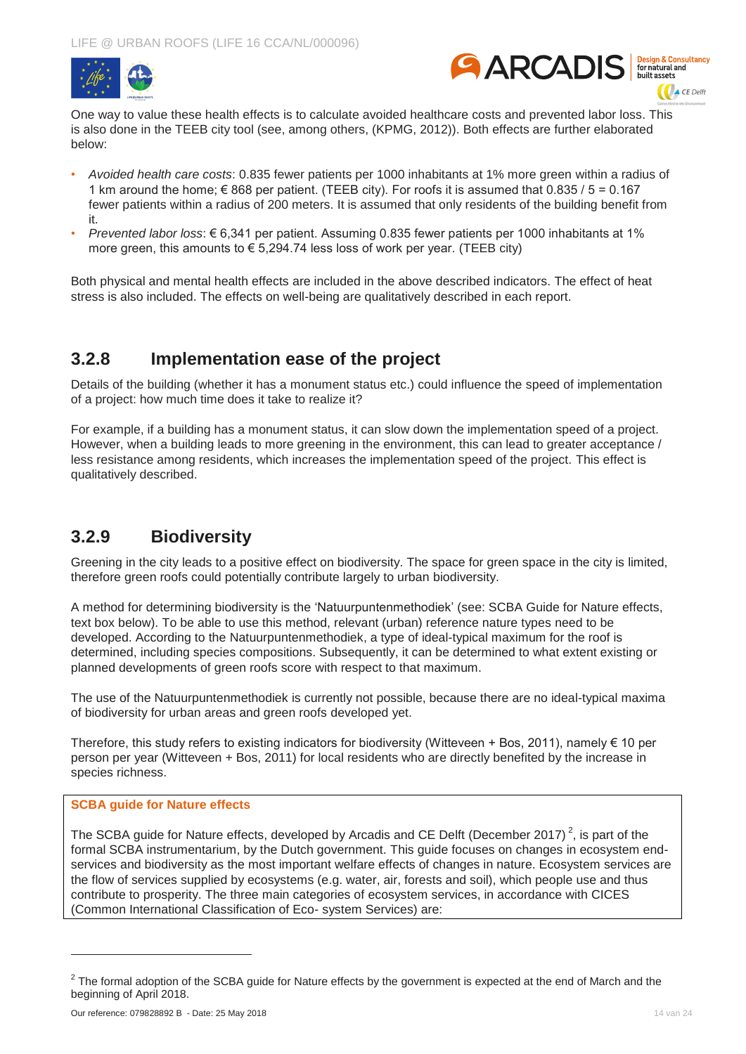One way to value these health effects is to calculate avoided healthcare costs and prevented labor loss. This is also done in the TEEB city tool (see, among others, (KPMG, 2012)). Both effects are further elaborated below:

- *Avoided health care costs*: 0.835 fewer patients per 1000 inhabitants at 1% more green within a radius of 1 km around the home; € 868 per patient. (TEEB city). For roofs it is assumed that 0.835 / 5 = 0.167 fewer patients within a radius of 200 meters. It is assumed that only residents of the building benefit from it.
- *Prevented labor loss*: € 6,341 per patient. Assuming 0.835 fewer patients per 1000 inhabitants at 1% more green, this amounts to € 5,294.74 less loss of work per year. (TEEB city)

Both physical and mental health effects are included in the above described indicators. The effect of heat stress is also included. The effects on well-being are qualitatively described in each report.

### 3.2.8 Implementation ease of the project

Details of the building (whether it has a monument status etc.) could influence the speed of implementation of a project: how much time does it take to realize it?

For example, if a building has a monument status, it can slow down the implementation speed of a project. However, when a building leads to more greening in the environment, this can lead to greater acceptance / less resistance among residents, which increases the implementation speed of the project. This effect is qualitatively described.

### 3.2.9 Biodiversity

Greening in the city leads to a positive effect on biodiversity. The space for green space in the city is limited, therefore green roofs could potentially contribute largely to urban biodiversity.

A method for determining biodiversity is the 'Natuurpuntenmethodiek' (see: SCBA Guide for Nature effects, text box below). To be able to use this method, relevant (urban) reference nature types need to be developed. According to the Natuurpuntenmethodiek, a type of ideal-typical maximum for the roof is determined, including species compositions. Subsequently, it can be determined to what extent existing or planned developments of green roofs score with respect to that maximum.

The use of the Natuurpuntenmethodiek is currently not possible, because there are no ideal-typical maxima of biodiversity for urban areas and green roofs developed yet.

Therefore, this study refers to existing indicators for biodiversity (Witteveen + Bos, 2011), namely € 10 per person per year (Witteveen + Bos, 2011) for local residents who are directly benefited by the increase in species richness.

**SCBA guide for Nature effects**

The SCBA guide for Nature effects, developed by Arcadis and CE Delft (December 2017) [2], is part of the formal SCBA instrumentarium, by the Dutch government. This guide focuses on changes in ecosystem end-services and biodiversity as the most important welfare effects of changes in nature. Ecosystem services are the flow of services supplied by ecosystems (e.g. water, air, forests and soil), which people use and thus contribute to prosperity. The three main categories of ecosystem services, in accordance with CICES (Common International Classification of Eco- system Services) are:

[2] The formal adoption of the SCBA guide for Nature effects by the government is expected at the end of March and the beginning of April 2018.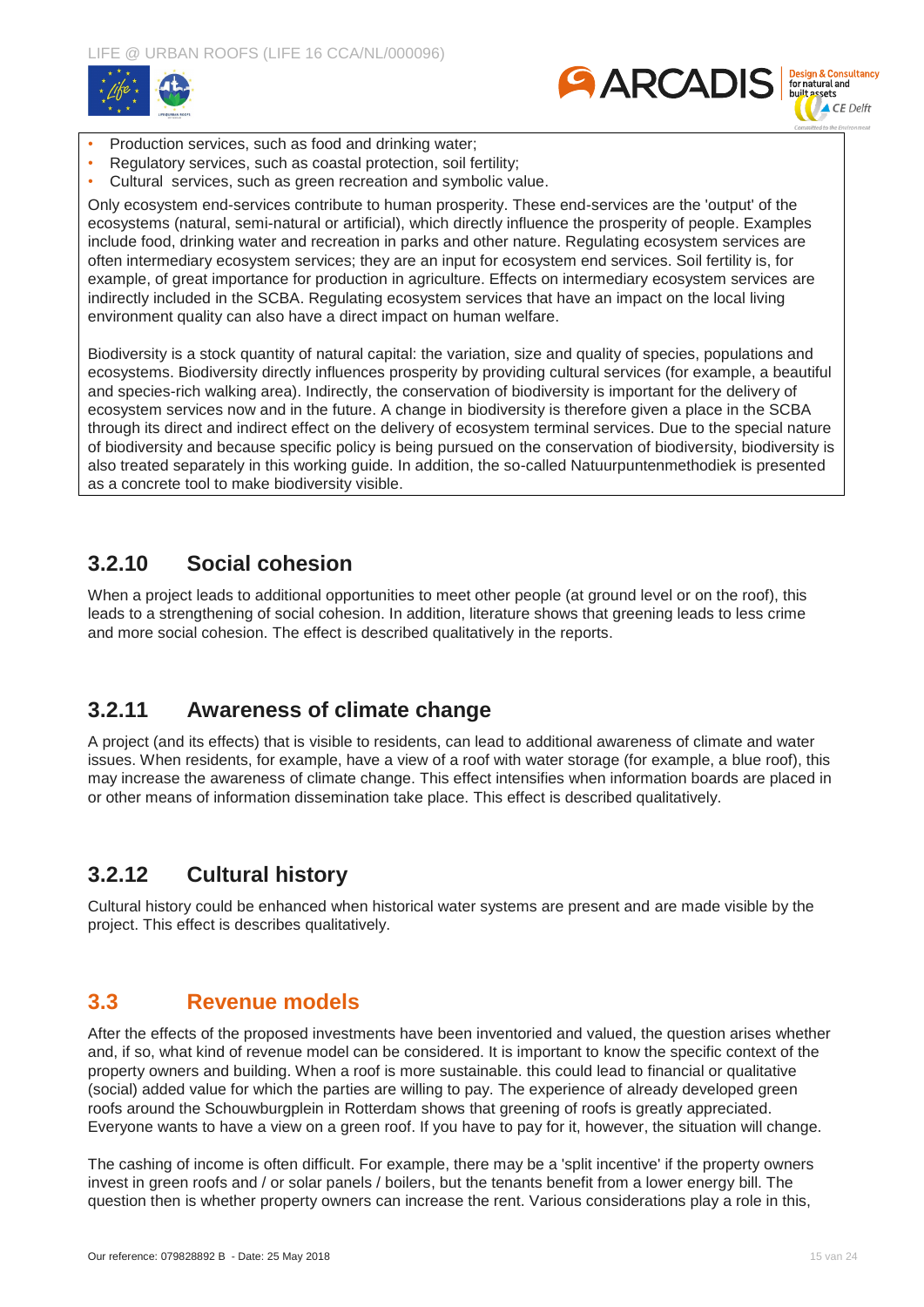- Production services, such as food and drinking water;
- Regulatory services, such as coastal protection, soil fertility;
- Cultural services, such as green recreation and symbolic value.

Only ecosystem end-services contribute to human prosperity. These end-services are the 'output' of the ecosystems (natural, semi-natural or artificial), which directly influence the prosperity of people. Examples include food, drinking water and recreation in parks and other nature. Regulating ecosystem services are often intermediary ecosystem services; they are an input for ecosystem end services. Soil fertility is, for example, of great importance for production in agriculture. Effects on intermediary ecosystem services are indirectly included in the SCBA. Regulating ecosystem services that have an impact on the local living environment quality can also have a direct impact on human welfare.

Biodiversity is a stock quantity of natural capital: the variation, size and quality of species, populations and ecosystems. Biodiversity directly influences prosperity by providing cultural services (for example, a beautiful and species-rich walking area). Indirectly, the conservation of biodiversity is important for the delivery of ecosystem services now and in the future. A change in biodiversity is therefore given a place in the SCBA through its direct and indirect effect on the delivery of ecosystem terminal services. Due to the special nature of biodiversity and because specific policy is being pursued on the conservation of biodiversity, biodiversity is also treated separately in this working guide. In addition, the so-called Natuurpuntenmethodiek is presented as a concrete tool to make biodiversity visible.

### 3.2.10 Social cohesion

When a project leads to additional opportunities to meet other people (at ground level or on the roof), this leads to a strengthening of social cohesion. In addition, literature shows that greening leads to less crime and more social cohesion. The effect is described qualitatively in the reports.

### 3.2.11 Awareness of climate change

A project (and its effects) that is visible to residents, can lead to additional awareness of climate and water issues. When residents, for example, have a view of a roof with water storage (for example, a blue roof), this may increase the awareness of climate change. This effect intensifies when information boards are placed in or other means of information dissemination take place. This effect is described qualitatively.

### 3.2.12 Cultural history

Cultural history could be enhanced when historical water systems are present and are made visible by the project. This effect is describes qualitatively.

## 3.3 Revenue models

After the effects of the proposed investments have been inventoried and valued, the question arises whether and, if so, what kind of revenue model can be considered. It is important to know the specific context of the property owners and building. When a roof is more sustainable. this could lead to financial or qualitative (social) added value for which the parties are willing to pay. The experience of already developed green roofs around the Schouwburgplein in Rotterdam shows that greening of roofs is greatly appreciated. Everyone wants to have a view on a green roof. If you have to pay for it, however, the situation will change.

The cashing of income is often difficult. For example, there may be a 'split incentive' if the property owners invest in green roofs and / or solar panels / boilers, but the tenants benefit from a lower energy bill. The question then is whether property owners can increase the rent. Various considerations play a role in this,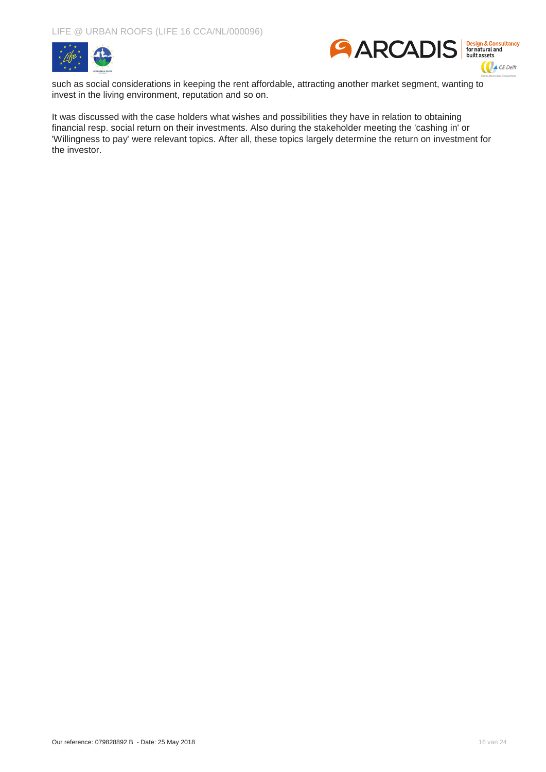such as social considerations in keeping the rent affordable, attracting another market segment, wanting to invest in the living environment, reputation and so on.

It was discussed with the case holders what wishes and possibilities they have in relation to obtaining financial resp. social return on their investments. Also during the stakeholder meeting the 'cashing in' or 'Willingness to pay' were relevant topics. After all, these topics largely determine the return on investment for the investor.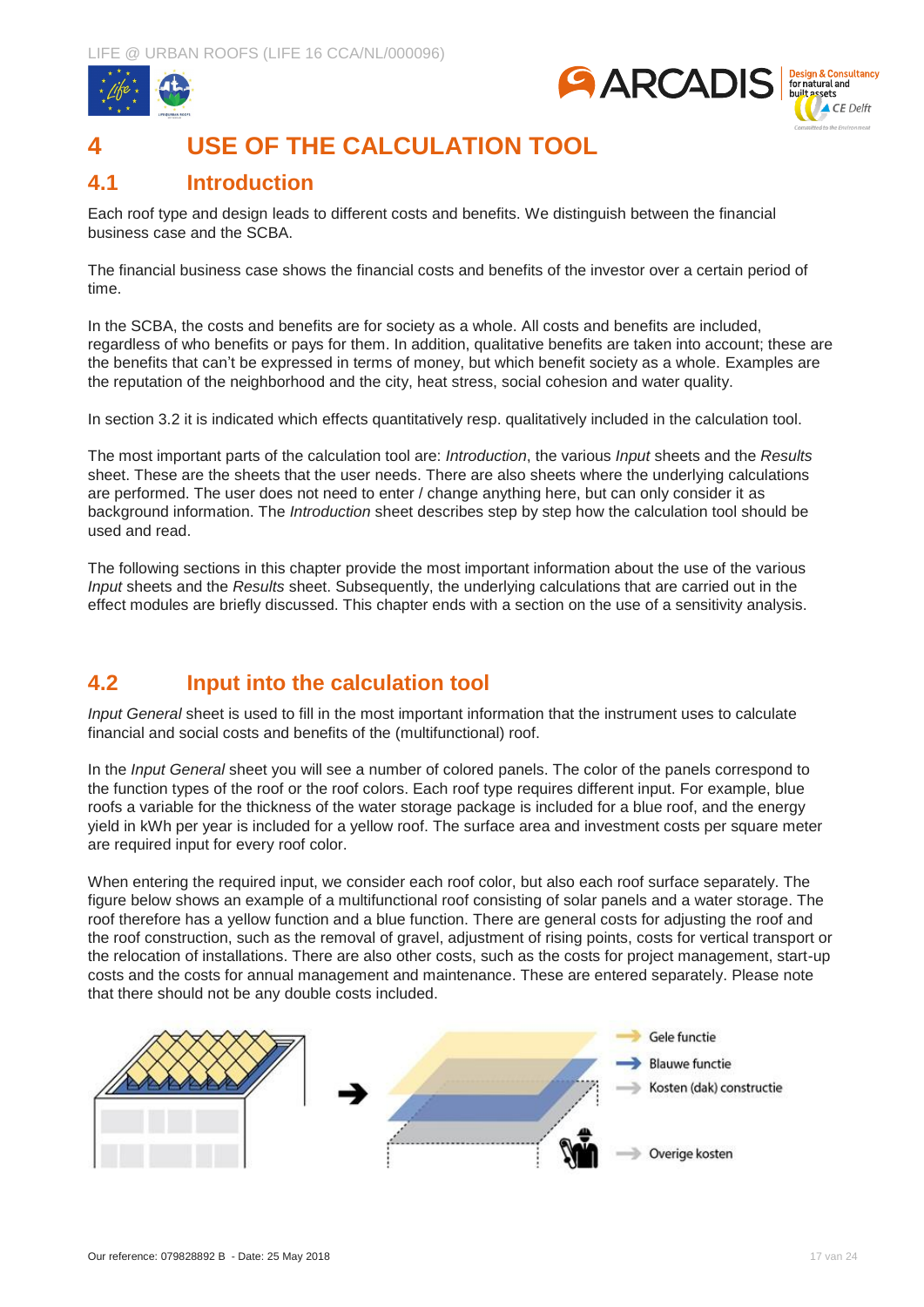# 4 USE OF THE CALCULATION TOOL

## 4.1 Introduction

Each roof type and design leads to different costs and benefits. We distinguish between the financial business case and the SCBA.

The financial business case shows the financial costs and benefits of the investor over a certain period of time.

In the SCBA, the costs and benefits are for society as a whole. All costs and benefits are included, regardless of who benefits or pays for them. In addition, qualitative benefits are taken into account; these are the benefits that can't be expressed in terms of money, but which benefit society as a whole. Examples are the reputation of the neighborhood and the city, heat stress, social cohesion and water quality.

In section 3.2 it is indicated which effects quantitatively resp. qualitatively included in the calculation tool.

The most important parts of the calculation tool are: *Introduction*, the various *Input* sheets and the *Results* sheet. These are the sheets that the user needs. There are also sheets where the underlying calculations are performed. The user does not need to enter / change anything here, but can only consider it as background information. The *Introduction* sheet describes step by step how the calculation tool should be used and read.

The following sections in this chapter provide the most important information about the use of the various *Input* sheets and the *Results* sheet. Subsequently, the underlying calculations that are carried out in the effect modules are briefly discussed. This chapter ends with a section on the use of a sensitivity analysis.

## 4.2 Input into the calculation tool

*Input General* sheet is used to fill in the most important information that the instrument uses to calculate financial and social costs and benefits of the (multifunctional) roof.

In the *Input General* sheet you will see a number of colored panels. The color of the panels correspond to the function types of the roof or the roof colors. Each roof type requires different input. For example, blue roofs a variable for the thickness of the water storage package is included for a blue roof, and the energy yield in kWh per year is included for a yellow roof. The surface area and investment costs per square meter are required input for every roof color.

When entering the required input, we consider each roof color, but also each roof surface separately. The figure below shows an example of a multifunctional roof consisting of solar panels and a water storage. The roof therefore has a yellow function and a blue function. There are general costs for adjusting the roof and the roof construction, such as the removal of gravel, adjustment of rising points, costs for vertical transport or the relocation of installations. There are also other costs, such as the costs for project management, start-up costs and the costs for annual management and maintenance. These are entered separately. Please note that there should not be any double costs included.

Gele functie

Blauwe functie

Kosten (dak) constructie

Overige kosten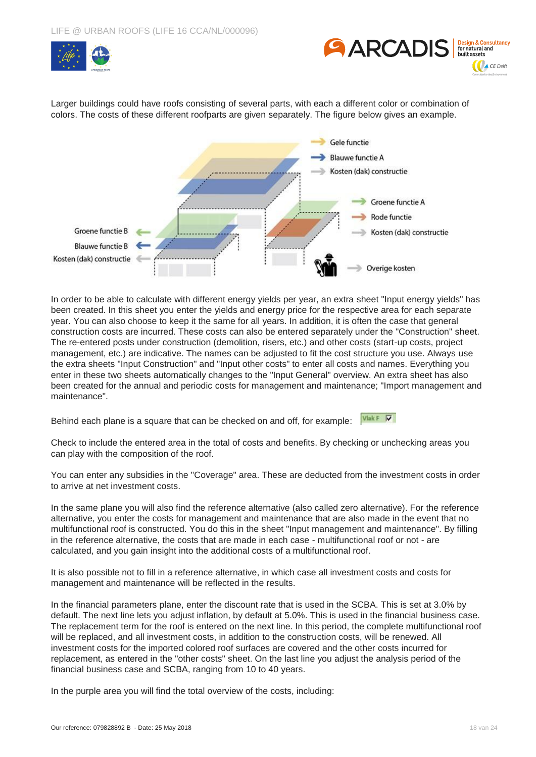Larger buildings could have roofs consisting of several parts, with each a different color or combination of colors. The costs of these different roofparts are given separately. The figure below gives an example.

Gele functie
Blauwe functie A
Kosten (dak) constructie
Groene functie A
Rode functie
Kosten (dak) constructie
Groene functie B
Blauwe functie B
Kosten (dak) constructie
Overige kosten

In order to be able to calculate with different energy yields per year, an extra sheet "Input energy yields" has been created. In this sheet you enter the yields and energy price for the respective area for each separate year. You can also choose to keep it the same for all years. In addition, it is often the case that general construction costs are incurred. These costs can also be entered separately under the "Construction" sheet. The re-entered posts under construction (demolition, risers, etc.) and other costs (start-up costs, project management, etc.) are indicative. The names can be adjusted to fit the cost structure you use. Always use the extra sheets "Input Construction" and "Input other costs" to enter all costs and names. Everything you enter in these two sheets automatically changes to the "Input General" overview. An extra sheet has also been created for the annual and periodic costs for management and maintenance; "Import management and maintenance".

Behind each plane is a square that can be checked on and off, for example: Vlak F ☑

Check to include the entered area in the total of costs and benefits. By checking or unchecking areas you can play with the composition of the roof.

You can enter any subsidies in the "Coverage" area. These are deducted from the investment costs in order to arrive at net investment costs.

In the same plane you will also find the reference alternative (also called zero alternative). For the reference alternative, you enter the costs for management and maintenance that are also made in the event that no multifunctional roof is constructed. You do this in the sheet "Input management and maintenance". By filling in the reference alternative, the costs that are made in each case - multifunctional roof or not - are calculated, and you gain insight into the additional costs of a multifunctional roof.

It is also possible not to fill in a reference alternative, in which case all investment costs and costs for management and maintenance will be reflected in the results.

In the financial parameters plane, enter the discount rate that is used in the SCBA. This is set at 3.0% by default. The next line lets you adjust inflation, by default at 5.0%. This is used in the financial business case. The replacement term for the roof is entered on the next line. In this period, the complete multifunctional roof will be replaced, and all investment costs, in addition to the construction costs, will be renewed. All investment costs for the imported colored roof surfaces are covered and the other costs incurred for replacement, as entered in the "other costs" sheet. On the last line you adjust the analysis period of the financial business case and SCBA, ranging from 10 to 40 years.

In the purple area you will find the total overview of the costs, including: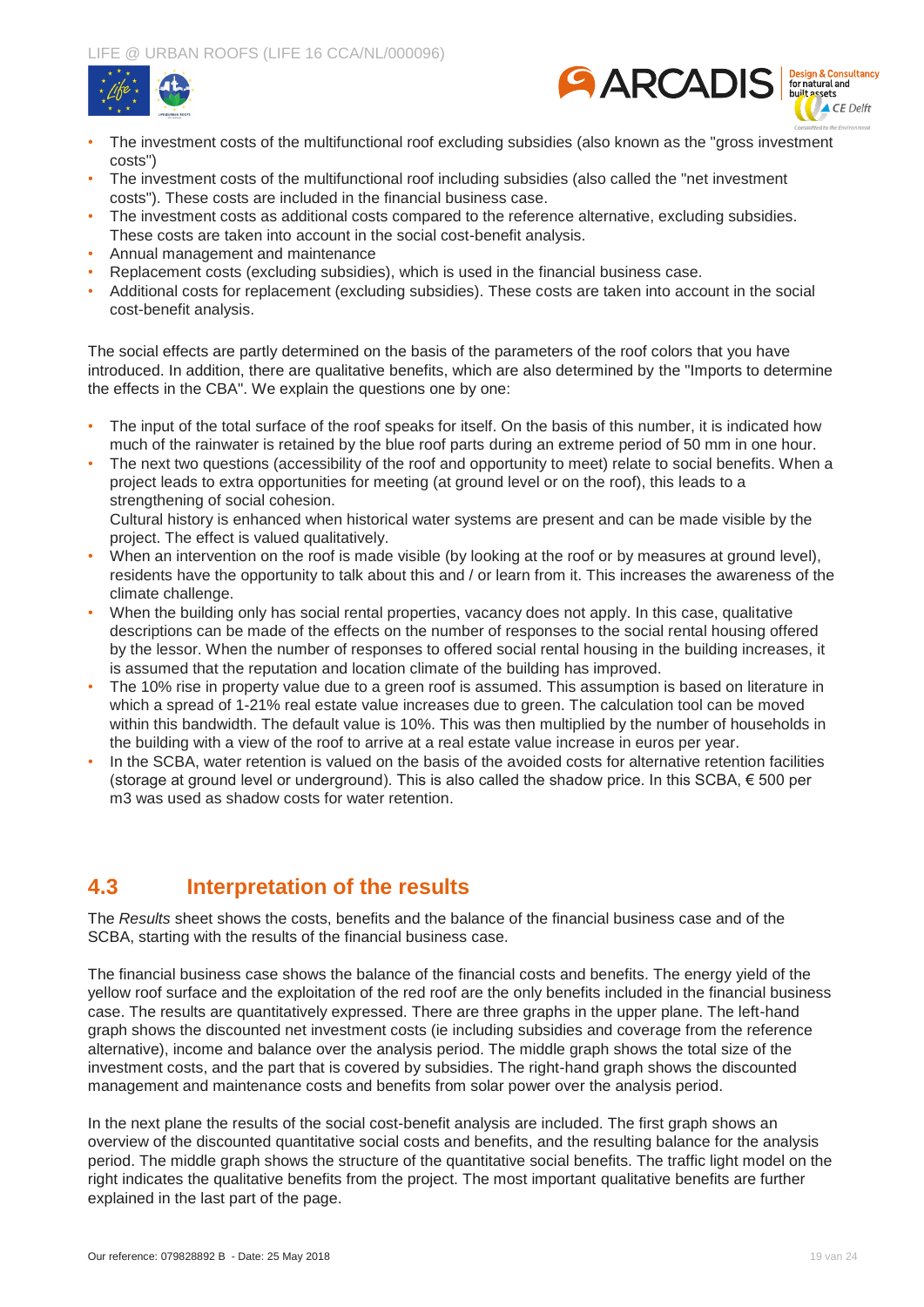- The investment costs of the multifunctional roof excluding subsidies (also known as the "gross investment costs")
- The investment costs of the multifunctional roof including subsidies (also called the "net investment costs"). These costs are included in the financial business case.
- The investment costs as additional costs compared to the reference alternative, excluding subsidies. These costs are taken into account in the social cost-benefit analysis.
- Annual management and maintenance
- Replacement costs (excluding subsidies), which is used in the financial business case.
- Additional costs for replacement (excluding subsidies). These costs are taken into account in the social cost-benefit analysis.

The social effects are partly determined on the basis of the parameters of the roof colors that you have introduced. In addition, there are qualitative benefits, which are also determined by the "Imports to determine the effects in the CBA". We explain the questions one by one:

- The input of the total surface of the roof speaks for itself. On the basis of this number, it is indicated how much of the rainwater is retained by the blue roof parts during an extreme period of 50 mm in one hour.
- The next two questions (accessibility of the roof and opportunity to meet) relate to social benefits. When a project leads to extra opportunities for meeting (at ground level or on the roof), this leads to a strengthening of social cohesion.
  Cultural history is enhanced when historical water systems are present and can be made visible by the project. The effect is valued qualitatively.
- When an intervention on the roof is made visible (by looking at the roof or by measures at ground level), residents have the opportunity to talk about this and / or learn from it. This increases the awareness of the climate challenge.
- When the building only has social rental properties, vacancy does not apply. In this case, qualitative descriptions can be made of the effects on the number of responses to the social rental housing offered by the lessor. When the number of responses to offered social rental housing in the building increases, it is assumed that the reputation and location climate of the building has improved.
- The 10% rise in property value due to a green roof is assumed. This assumption is based on literature in which a spread of 1-21% real estate value increases due to green. The calculation tool can be moved within this bandwidth. The default value is 10%. This was then multiplied by the number of households in the building with a view of the roof to arrive at a real estate value increase in euros per year.
- In the SCBA, water retention is valued on the basis of the avoided costs for alternative retention facilities (storage at ground level or underground). This is also called the shadow price. In this SCBA, € 500 per m3 was used as shadow costs for water retention.

## 4.3 Interpretation of the results

The *Results* sheet shows the costs, benefits and the balance of the financial business case and of the SCBA, starting with the results of the financial business case.

The financial business case shows the balance of the financial costs and benefits. The energy yield of the yellow roof surface and the exploitation of the red roof are the only benefits included in the financial business case. The results are quantitatively expressed. There are three graphs in the upper plane. The left-hand graph shows the discounted net investment costs (ie including subsidies and coverage from the reference alternative), income and balance over the analysis period. The middle graph shows the total size of the investment costs, and the part that is covered by subsidies. The right-hand graph shows the discounted management and maintenance costs and benefits from solar power over the analysis period.

In the next plane the results of the social cost-benefit analysis are included. The first graph shows an overview of the discounted quantitative social costs and benefits, and the resulting balance for the analysis period. The middle graph shows the structure of the quantitative social benefits. The traffic light model on the right indicates the qualitative benefits from the project. The most important qualitative benefits are further explained in the last part of the page.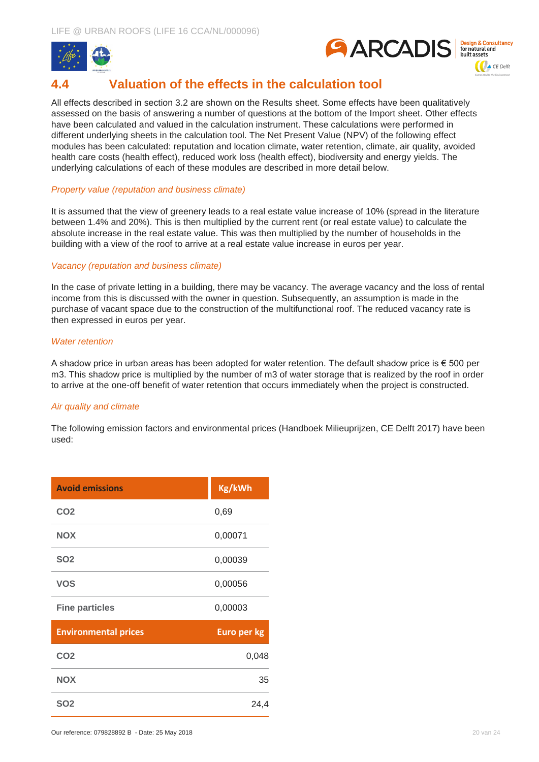## 4.4 Valuation of the effects in the calculation tool

All effects described in section 3.2 are shown on the Results sheet. Some effects have been qualitatively assessed on the basis of answering a number of questions at the bottom of the Import sheet. Other effects have been calculated and valued in the calculation instrument. These calculations were performed in different underlying sheets in the calculation tool. The Net Present Value (NPV) of the following effect modules has been calculated: reputation and location climate, water retention, climate, air quality, avoided health care costs (health effect), reduced work loss (health effect), biodiversity and energy yields. The underlying calculations of each of these modules are described in more detail below.

*Property value (reputation and business climate)*

It is assumed that the view of greenery leads to a real estate value increase of 10% (spread in the literature between 1.4% and 20%). This is then multiplied by the current rent (or real estate value) to calculate the absolute increase in the real estate value. This was then multiplied by the number of households in the building with a view of the roof to arrive at a real estate value increase in euros per year.

*Vacancy (reputation and business climate)*

In the case of private letting in a building, there may be vacancy. The average vacancy and the loss of rental income from this is discussed with the owner in question. Subsequently, an assumption is made in the purchase of vacant space due to the construction of the multifunctional roof. The reduced vacancy rate is then expressed in euros per year.

*Water retention*

A shadow price in urban areas has been adopted for water retention. The default shadow price is € 500 per m3. This shadow price is multiplied by the number of m3 of water storage that is realized by the roof in order to arrive at the one-off benefit of water retention that occurs immediately when the project is constructed.

*Air quality and climate*

The following emission factors and environmental prices (Handboek Milieuprijzen, CE Delft 2017) have been used:

| **Avoid emissions** | **Kg/kWh** |
|---|---|
| $CO_2$ | 0,69 |
| NOX | 0,00071 |
| $SO_2$ | 0,00039 |
| VOS | 0,00056 |
| Fine particles | 0,00003 |
| **Environmental prices** | **Euro per kg** |
| $CO_2$ | 0,048 |
| NOX | 35 |
| $SO_2$ | 24,4 |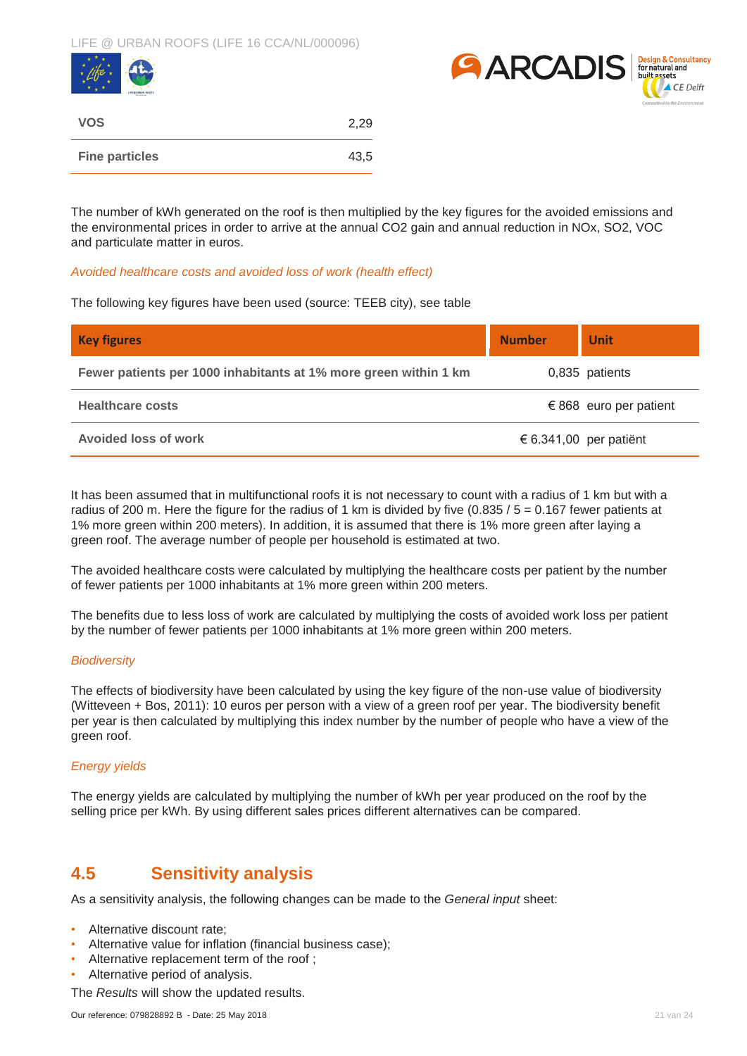| VOS | 2,29 |
|---|---|
| Fine particles | 43,5 |

The number of kWh generated on the roof is then multiplied by the key figures for the avoided emissions and the environmental prices in order to arrive at the annual CO2 gain and annual reduction in NOx, SO2, VOC and particulate matter in euros.

*Avoided healthcare costs and avoided loss of work (health effect)*

The following key figures have been used (source: TEEB city), see table

| Key figures | Number | Unit |
|---|---|---|
| Fewer patients per 1000 inhabitants at 1% more green within 1 km | 0,835 | patients |
| Healthcare costs | € 868 | euro per patient |
| Avoided loss of work | € 6.341,00 | per patiënt |

It has been assumed that in multifunctional roofs it is not necessary to count with a radius of 1 km but with a radius of 200 m. Here the figure for the radius of 1 km is divided by five (0.835 / 5 = 0.167 fewer patients at 1% more green within 200 meters). In addition, it is assumed that there is 1% more green after laying a green roof. The average number of people per household is estimated at two.

The avoided healthcare costs were calculated by multiplying the healthcare costs per patient by the number of fewer patients per 1000 inhabitants at 1% more green within 200 meters.

The benefits due to less loss of work are calculated by multiplying the costs of avoided work loss per patient by the number of fewer patients per 1000 inhabitants at 1% more green within 200 meters.

*Biodiversity*

The effects of biodiversity have been calculated by using the key figure of the non-use value of biodiversity (Witteveen + Bos, 2011): 10 euros per person with a view of a green roof per year. The biodiversity benefit per year is then calculated by multiplying this index number by the number of people who have a view of the green roof.

*Energy yields*

The energy yields are calculated by multiplying the number of kWh per year produced on the roof by the selling price per kWh. By using different sales prices different alternatives can be compared.

## 4.5 Sensitivity analysis

As a sensitivity analysis, the following changes can be made to the *General input* sheet:

- Alternative discount rate;
- Alternative value for inflation (financial business case);
- Alternative replacement term of the roof ;
- Alternative period of analysis.

The *Results* will show the updated results.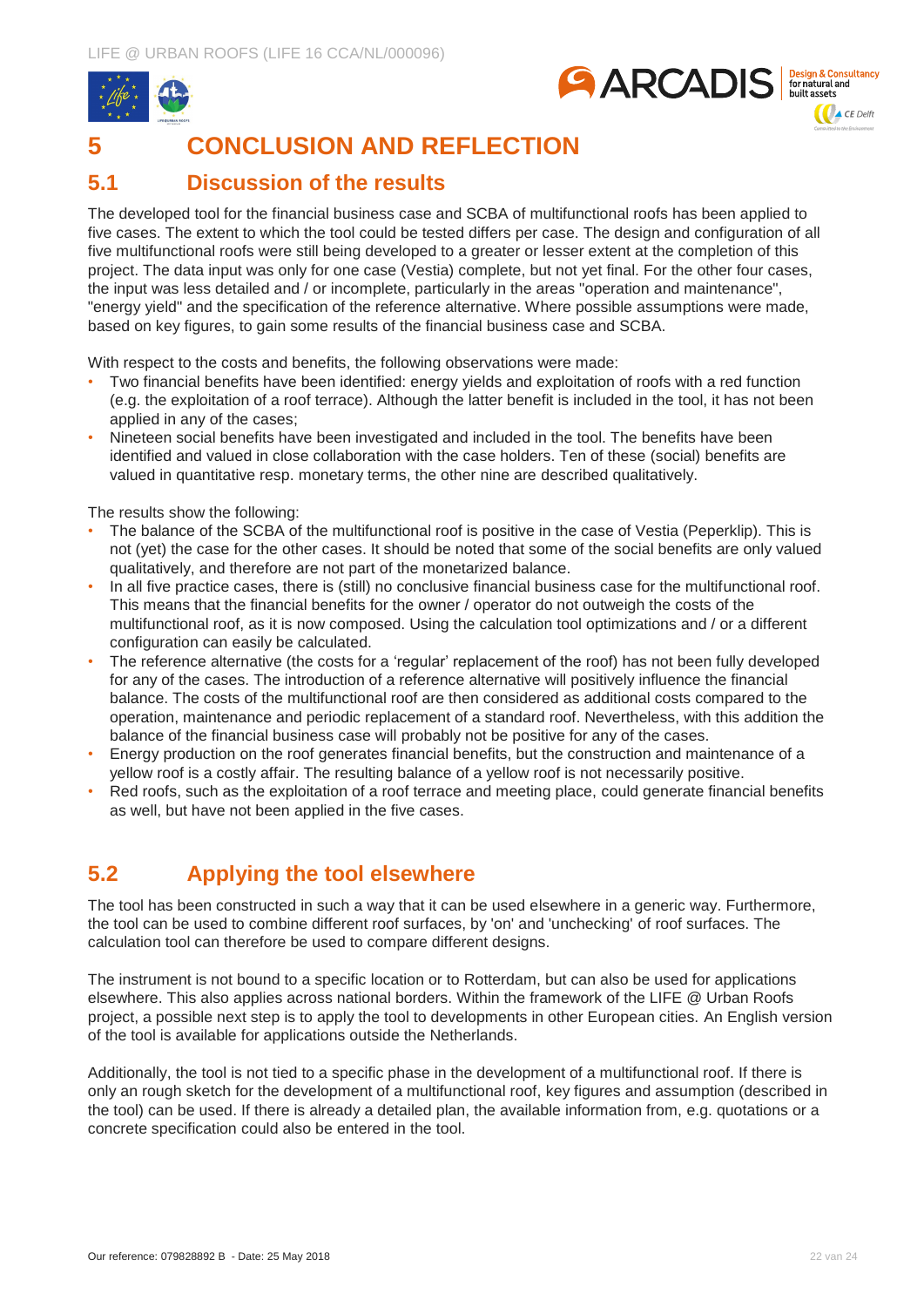# 5 CONCLUSION AND REFLECTION

## 5.1 Discussion of the results

The developed tool for the financial business case and SCBA of multifunctional roofs has been applied to five cases. The extent to which the tool could be tested differs per case. The design and configuration of all five multifunctional roofs were still being developed to a greater or lesser extent at the completion of this project. The data input was only for one case (Vestia) complete, but not yet final. For the other four cases, the input was less detailed and / or incomplete, particularly in the areas "operation and maintenance", "energy yield" and the specification of the reference alternative. Where possible assumptions were made, based on key figures, to gain some results of the financial business case and SCBA.

With respect to the costs and benefits, the following observations were made:

- Two financial benefits have been identified: energy yields and exploitation of roofs with a red function (e.g. the exploitation of a roof terrace). Although the latter benefit is included in the tool, it has not been applied in any of the cases;
- Nineteen social benefits have been investigated and included in the tool. The benefits have been identified and valued in close collaboration with the case holders. Ten of these (social) benefits are valued in quantitative resp. monetary terms, the other nine are described qualitatively.

The results show the following:

- The balance of the SCBA of the multifunctional roof is positive in the case of Vestia (Peperklip). This is not (yet) the case for the other cases. It should be noted that some of the social benefits are only valued qualitatively, and therefore are not part of the monetarized balance.
- In all five practice cases, there is (still) no conclusive financial business case for the multifunctional roof. This means that the financial benefits for the owner / operator do not outweigh the costs of the multifunctional roof, as it is now composed. Using the calculation tool optimizations and / or a different configuration can easily be calculated.
- The reference alternative (the costs for a 'regular' replacement of the roof) has not been fully developed for any of the cases. The introduction of a reference alternative will positively influence the financial balance. The costs of the multifunctional roof are then considered as additional costs compared to the operation, maintenance and periodic replacement of a standard roof. Nevertheless, with this addition the balance of the financial business case will probably not be positive for any of the cases.
- Energy production on the roof generates financial benefits, but the construction and maintenance of a yellow roof is a costly affair. The resulting balance of a yellow roof is not necessarily positive.
- Red roofs, such as the exploitation of a roof terrace and meeting place, could generate financial benefits as well, but have not been applied in the five cases.

## 5.2 Applying the tool elsewhere

The tool has been constructed in such a way that it can be used elsewhere in a generic way. Furthermore, the tool can be used to combine different roof surfaces, by 'on' and 'unchecking' of roof surfaces. The calculation tool can therefore be used to compare different designs.

The instrument is not bound to a specific location or to Rotterdam, but can also be used for applications elsewhere. This also applies across national borders. Within the framework of the LIFE @ Urban Roofs project, a possible next step is to apply the tool to developments in other European cities. An English version of the tool is available for applications outside the Netherlands.

Additionally, the tool is not tied to a specific phase in the development of a multifunctional roof. If there is only an rough sketch for the development of a multifunctional roof, key figures and assumption (described in the tool) can be used. If there is already a detailed plan, the available information from, e.g. quotations or a concrete specification could also be entered in the tool.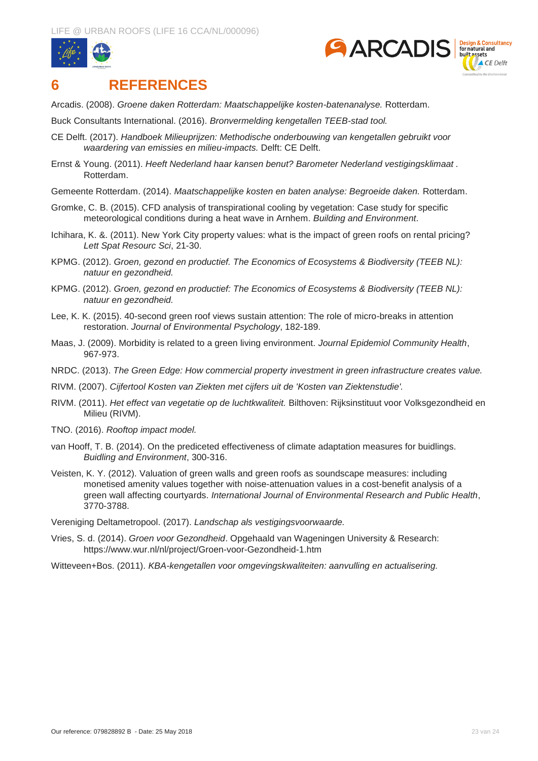# 6 REFERENCES

Arcadis. (2008). *Groene daken Rotterdam: Maatschappelijke kosten-batenanalyse.* Rotterdam.

Buck Consultants International. (2016). *Bronvermelding kengetallen TEEB-stad tool.*

CE Delft. (2017). *Handboek Milieuprijzen: Methodische onderbouwing van kengetallen gebruikt voor waardering van emissies en milieu-impacts.* Delft: CE Delft.

Ernst & Young. (2011). *Heeft Nederland haar kansen benut? Barometer Nederland vestigingsklimaat .* Rotterdam.

Gemeente Rotterdam. (2014). *Maatschappelijke kosten en baten analyse: Begroeide daken.* Rotterdam.

Gromke, C. B. (2015). CFD analysis of transpirational cooling by vegetation: Case study for specific meteorological conditions during a heat wave in Arnhem. *Building and Environment*.

Ichihara, K. &. (2011). New York City property values: what is the impact of green roofs on rental pricing? *Lett Spat Resourc Sci*, 21-30.

KPMG. (2012). *Groen, gezond en productief. The Economics of Ecosystems & Biodiversity (TEEB NL): natuur en gezondheid.*

KPMG. (2012). *Groen, gezond en productief: The Economics of Ecosystems & Biodiversity (TEEB NL): natuur en gezondheid.*

Lee, K. K. (2015). 40-second green roof views sustain attention: The role of micro-breaks in attention restoration. *Journal of Environmental Psychology*, 182-189.

Maas, J. (2009). Morbidity is related to a green living environment. *Journal Epidemiol Community Health*, 967-973.

NRDC. (2013). *The Green Edge: How commercial property investment in green infrastructure creates value.*

RIVM. (2007). *Cijfertool Kosten van Ziekten met cijfers uit de 'Kosten van Ziektenstudie'.*

RIVM. (2011). *Het effect van vegetatie op de luchtkwaliteit.* Bilthoven: Rijksinstituut voor Volksgezondheid en Milieu (RIVM).

TNO. (2016). *Rooftop impact model.*

van Hooff, T. B. (2014). On the prediceted effectiveness of climate adaptation measures for buidlings. *Buidling and Environment*, 300-316.

Veisten, K. Y. (2012). Valuation of green walls and green roofs as soundscape measures: including monetised amenity values together with noise-attenuation values in a cost-benefit analysis of a green wall affecting courtyards. *International Journal of Environmental Research and Public Health*, 3770-3788.

Vereniging Deltametropool. (2017). *Landschap als vestigingsvoorwaarde.*

Vries, S. d. (2014). *Groen voor Gezondheid*. Opgehaald van Wageningen University & Research: https://www.wur.nl/nl/project/Groen-voor-Gezondheid-1.htm

Witteveen+Bos. (2011). *KBA-kengetallen voor omgevingskwaliteiten: aanvulling en actualisering.*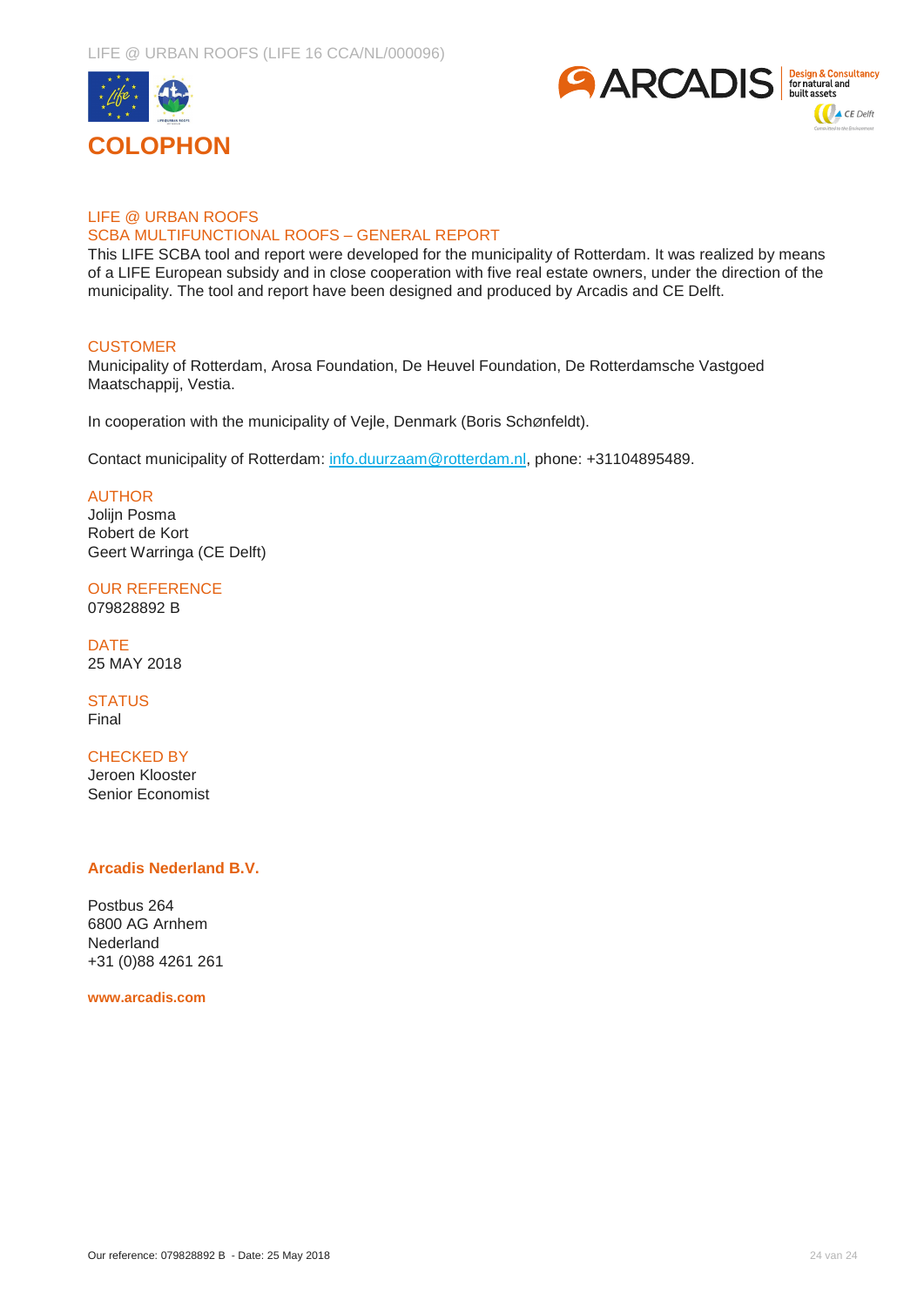# COLOPHON

LIFE @ URBAN ROOFS
SCBA MULTIFUNCTIONAL ROOFS – GENERAL REPORT

This LIFE SCBA tool and report were developed for the municipality of Rotterdam. It was realized by means of a LIFE European subsidy and in close cooperation with five real estate owners, under the direction of the municipality. The tool and report have been designed and produced by Arcadis and CE Delft.

CUSTOMER

Municipality of Rotterdam, Arosa Foundation, De Heuvel Foundation, De Rotterdamsche Vastgoed Maatschappij, Vestia.

In cooperation with the municipality of Vejle, Denmark (Boris Schønfeldt).

Contact municipality of Rotterdam: info.duurzaam@rotterdam.nl, phone: +31104895489.

AUTHOR

Jolijn Posma
Robert de Kort
Geert Warringa (CE Delft)

OUR REFERENCE

079828892 B

DATE

25 MAY 2018

STATUS

Final

CHECKED BY

Jeroen Klooster
Senior Economist

**Arcadis Nederland B.V.**

Postbus 264
6800 AG Arnhem
Nederland
+31 (0)88 4261 261

**www.arcadis.com**